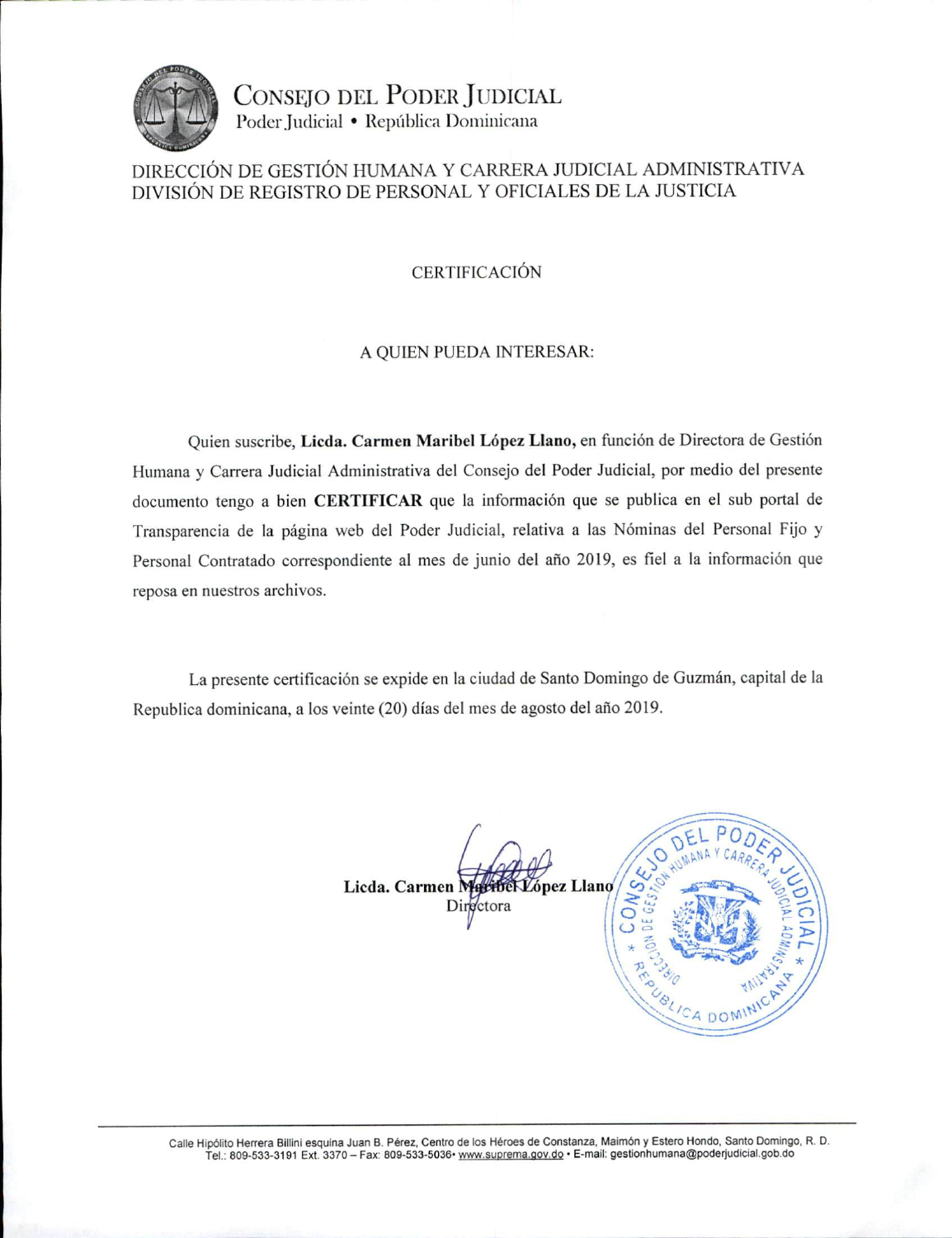# Consejo del Poder Judicial

Poder Judicial • República Dominicana

## DIRECCIÓN DE GESTIÓN HUMANA Y CARRERA JUDICIAL ADMINISTRATIVA
## DIVISIÓN DE REGISTRO DE PERSONAL Y OFICIALES DE LA JUSTICIA

### CERTIFICACIÓN

A QUIEN PUEDA INTERESAR:

Quien suscribe, **Licda. Carmen Maribel López Llano,** en función de Directora de Gestión Humana y Carrera Judicial Administrativa del Consejo del Poder Judicial, por medio del presente documento tengo a bien **CERTIFICAR** que la información que se publica en el sub portal de Transparencia de la página web del Poder Judicial, relativa a las Nóminas del Personal Fijo y Personal Contratado correspondiente al mes de junio del año 2019, es fiel a la información que reposa en nuestros archivos.

La presente certificación se expide en la ciudad de Santo Domingo de Guzmán, capital de la Republica dominicana, a los veinte (20) días del mes de agosto del año 2019.

**Licda. Carmen Maribel López Llano**
Directora

---

Calle Hipólito Herrera Billini esquina Juan B. Pérez, Centro de los Héroes de Constanza, Maimón y Estero Hondo, Santo Domingo, R. D.
Tel.: 809-533-3191 Ext. 3370 – Fax: 809-533-5036• www.suprema.gov.do • E-mail: gestionhumana@poderjudicial.gob.do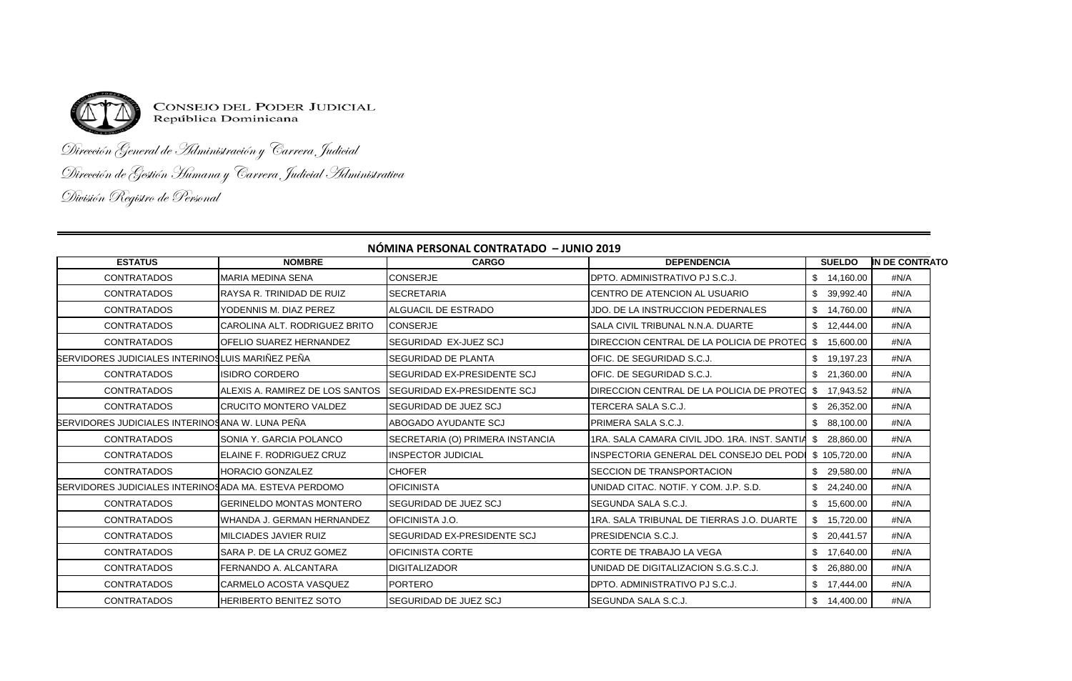CONSEJO DEL PODER JUDICIAL
República Dominicana

*Dirección General de Administración y Carrera Judicial*

*Dirección de Gestión Humana y Carrera Judicial Administrativa*

*División Registro de Personal*

## NÓMINA PERSONAL CONTRATADO – JUNIO 2019

| ESTATUS | NOMBRE | CARGO | DEPENDENCIA | SUELDO | IN DE CONTRATO |
|---|---|---|---|---|---|
| CONTRATADOS | MARIA MEDINA SENA | CONSERJE | DPTO. ADMINISTRATIVO PJ S.C.J. | $ 14,160.00 | #N/A |
| CONTRATADOS | RAYSA R. TRINIDAD DE RUIZ | SECRETARIA | CENTRO DE ATENCION AL USUARIO | $ 39,992.40 | #N/A |
| CONTRATADOS | YODENNIS M. DIAZ PEREZ | ALGUACIL DE ESTRADO | JDO. DE LA INSTRUCCION PEDERNALES | $ 14,760.00 | #N/A |
| CONTRATADOS | CAROLINA ALT. RODRIGUEZ BRITO | CONSERJE | SALA CIVIL TRIBUNAL N.N.A. DUARTE | $ 12,444.00 | #N/A |
| CONTRATADOS | OFELIO SUAREZ HERNANDEZ | SEGURIDAD EX-JUEZ SCJ | DIRECCION CENTRAL DE LA POLICIA DE PROTEC | $ 15,600.00 | #N/A |
| SERVIDORES JUDICIALES INTERINOS | LUIS MARIÑEZ PEÑA | SEGURIDAD DE PLANTA | OFIC. DE SEGURIDAD S.C.J. | $ 19,197.23 | #N/A |
| CONTRATADOS | ISIDRO CORDERO | SEGURIDAD EX-PRESIDENTE SCJ | OFIC. DE SEGURIDAD S.C.J. | $ 21,360.00 | #N/A |
| CONTRATADOS | ALEXIS A. RAMIREZ DE LOS SANTOS | SEGURIDAD EX-PRESIDENTE SCJ | DIRECCION CENTRAL DE LA POLICIA DE PROTEC | $ 17,943.52 | #N/A |
| CONTRATADOS | CRUCITO MONTERO VALDEZ | SEGURIDAD DE JUEZ SCJ | TERCERA SALA S.C.J. | $ 26,352.00 | #N/A |
| SERVIDORES JUDICIALES INTERINOS | ANA W. LUNA PEÑA | ABOGADO AYUDANTE SCJ | PRIMERA SALA S.C.J. | $ 88,100.00 | #N/A |
| CONTRATADOS | SONIA Y. GARCIA POLANCO | SECRETARIA (O) PRIMERA INSTANCIA | 1RA. SALA CAMARA CIVIL JDO. 1RA. INST. SANTIA | $ 28,860.00 | #N/A |
| CONTRATADOS | ELAINE F. RODRIGUEZ CRUZ | INSPECTOR JUDICIAL | INSPECTORIA GENERAL DEL CONSEJO DEL PODI | $ 105,720.00 | #N/A |
| CONTRATADOS | HORACIO GONZALEZ | CHOFER | SECCION DE TRANSPORTACION | $ 29,580.00 | #N/A |
| SERVIDORES JUDICIALES INTERINOS | ADA MA. ESTEVA PERDOMO | OFICINISTA | UNIDAD CITAC. NOTIF. Y COM. J.P. S.D. | $ 24,240.00 | #N/A |
| CONTRATADOS | GERINELDO MONTAS MONTERO | SEGURIDAD DE JUEZ SCJ | SEGUNDA SALA S.C.J. | $ 15,600.00 | #N/A |
| CONTRATADOS | WHANDA J. GERMAN HERNANDEZ | OFICINISTA J.O. | 1RA. SALA TRIBUNAL DE TIERRAS J.O. DUARTE | $ 15,720.00 | #N/A |
| CONTRATADOS | MILCIADES JAVIER RUIZ | SEGURIDAD EX-PRESIDENTE SCJ | PRESIDENCIA S.C.J. | $ 20,441.57 | #N/A |
| CONTRATADOS | SARA P. DE LA CRUZ GOMEZ | OFICINISTA CORTE | CORTE DE TRABAJO LA VEGA | $ 17,640.00 | #N/A |
| CONTRATADOS | FERNANDO A. ALCANTARA | DIGITALIZADOR | UNIDAD DE DIGITALIZACION S.G.S.C.J. | $ 26,880.00 | #N/A |
| CONTRATADOS | CARMELO ACOSTA VASQUEZ | PORTERO | DPTO. ADMINISTRATIVO PJ S.C.J. | $ 17,444.00 | #N/A |
| CONTRATADOS | HERIBERTO BENITEZ SOTO | SEGURIDAD DE JUEZ SCJ | SEGUNDA SALA S.C.J. | $ 14,400.00 | #N/A |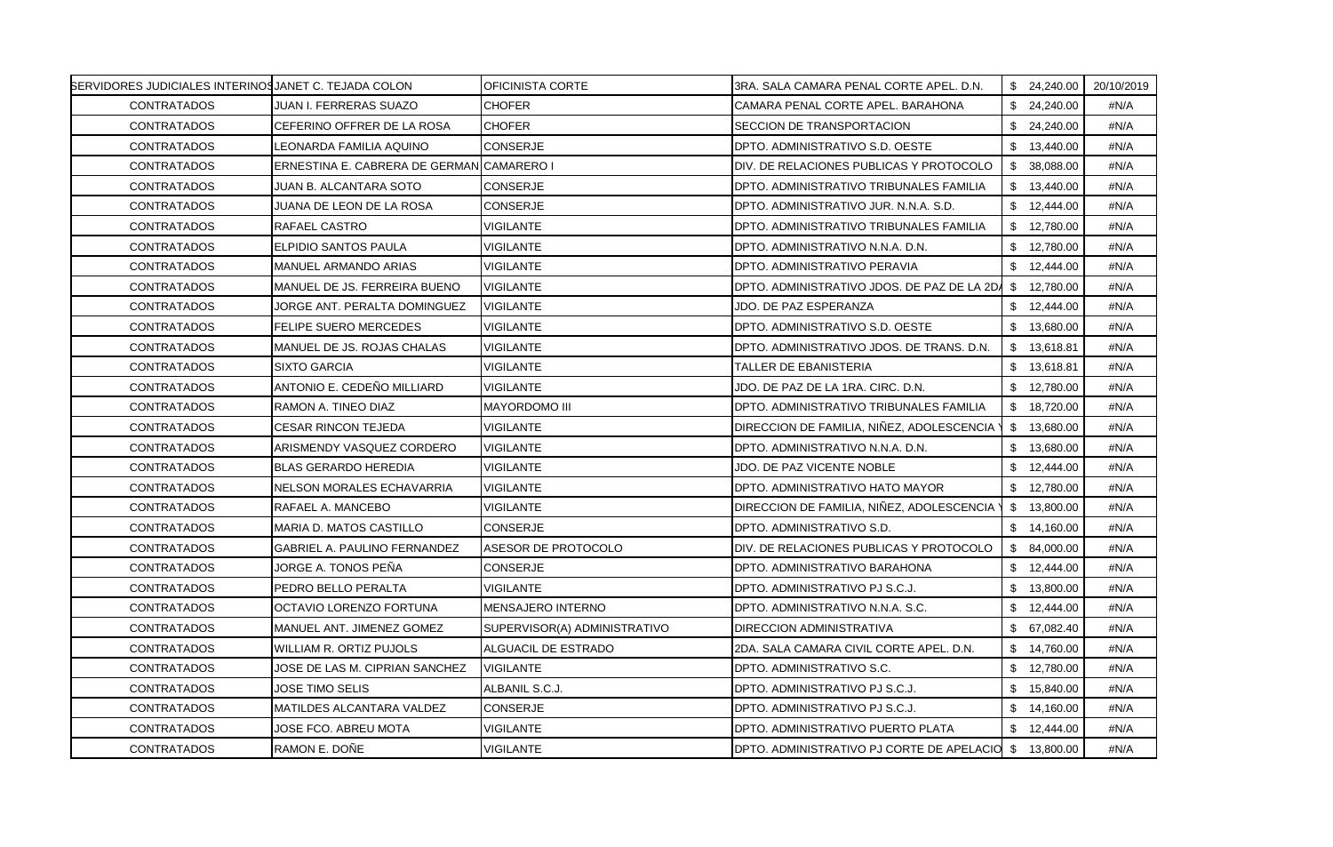| | | | | | |
|---|---|---|---|---|---|
| SERVIDORES JUDICIALES INTERINOS | JANET C. TEJADA COLON | OFICINISTA CORTE | 3RA. SALA CAMARA PENAL CORTE APEL. D.N. | $ 24,240.00 | 20/10/2019 |
| CONTRATADOS | JUAN I. FERRERAS SUAZO | CHOFER | CAMARA PENAL CORTE APEL. BARAHONA | $ 24,240.00 | #N/A |
| CONTRATADOS | CEFERINO OFFRER DE LA ROSA | CHOFER | SECCION DE TRANSPORTACION | $ 24,240.00 | #N/A |
| CONTRATADOS | LEONARDA FAMILIA AQUINO | CONSERJE | DPTO. ADMINISTRATIVO S.D. OESTE | $ 13,440.00 | #N/A |
| CONTRATADOS | ERNESTINA E. CABRERA DE GERMAN | CAMARERO I | DIV. DE RELACIONES PUBLICAS Y PROTOCOLO | $ 38,088.00 | #N/A |
| CONTRATADOS | JUAN B. ALCANTARA SOTO | CONSERJE | DPTO. ADMINISTRATIVO TRIBUNALES FAMILIA | $ 13,440.00 | #N/A |
| CONTRATADOS | JUANA DE LEON DE LA ROSA | CONSERJE | DPTO. ADMINISTRATIVO JUR. N.N.A. S.D. | $ 12,444.00 | #N/A |
| CONTRATADOS | RAFAEL CASTRO | VIGILANTE | DPTO. ADMINISTRATIVO TRIBUNALES FAMILIA | $ 12,780.00 | #N/A |
| CONTRATADOS | ELPIDIO SANTOS PAULA | VIGILANTE | DPTO. ADMINISTRATIVO N.N.A. D.N. | $ 12,780.00 | #N/A |
| CONTRATADOS | MANUEL ARMANDO ARIAS | VIGILANTE | DPTO. ADMINISTRATIVO PERAVIA | $ 12,444.00 | #N/A |
| CONTRATADOS | MANUEL DE JS. FERREIRA BUENO | VIGILANTE | DPTO. ADMINISTRATIVO JDOS. DE PAZ DE LA 2DA | $ 12,780.00 | #N/A |
| CONTRATADOS | JORGE ANT. PERALTA DOMINGUEZ | VIGILANTE | JDO. DE PAZ ESPERANZA | $ 12,444.00 | #N/A |
| CONTRATADOS | FELIPE SUERO MERCEDES | VIGILANTE | DPTO. ADMINISTRATIVO S.D. OESTE | $ 13,680.00 | #N/A |
| CONTRATADOS | MANUEL DE JS. ROJAS CHALAS | VIGILANTE | DPTO. ADMINISTRATIVO JDOS. DE TRANS. D.N. | $ 13,618.81 | #N/A |
| CONTRATADOS | SIXTO GARCIA | VIGILANTE | TALLER DE EBANISTERIA | $ 13,618.81 | #N/A |
| CONTRATADOS | ANTONIO E. CEDEÑO MILLIARD | VIGILANTE | JDO. DE PAZ DE LA 1RA. CIRC. D.N. | $ 12,780.00 | #N/A |
| CONTRATADOS | RAMON A. TINEO DIAZ | MAYORDOMO III | DPTO. ADMINISTRATIVO TRIBUNALES FAMILIA | $ 18,720.00 | #N/A |
| CONTRATADOS | CESAR RINCON TEJEDA | VIGILANTE | DIRECCION DE FAMILIA, NIÑEZ, ADOLESCENCIA Y | $ 13,680.00 | #N/A |
| CONTRATADOS | ARISMENDY VASQUEZ CORDERO | VIGILANTE | DPTO. ADMINISTRATIVO N.N.A. D.N. | $ 13,680.00 | #N/A |
| CONTRATADOS | BLAS GERARDO HEREDIA | VIGILANTE | JDO. DE PAZ VICENTE NOBLE | $ 12,444.00 | #N/A |
| CONTRATADOS | NELSON MORALES ECHAVARRIA | VIGILANTE | DPTO. ADMINISTRATIVO HATO MAYOR | $ 12,780.00 | #N/A |
| CONTRATADOS | RAFAEL A. MANCEBO | VIGILANTE | DIRECCION DE FAMILIA, NIÑEZ, ADOLESCENCIA Y | $ 13,800.00 | #N/A |
| CONTRATADOS | MARIA D. MATOS CASTILLO | CONSERJE | DPTO. ADMINISTRATIVO S.D. | $ 14,160.00 | #N/A |
| CONTRATADOS | GABRIEL A. PAULINO FERNANDEZ | ASESOR DE PROTOCOLO | DIV. DE RELACIONES PUBLICAS Y PROTOCOLO | $ 84,000.00 | #N/A |
| CONTRATADOS | JORGE A. TONOS PEÑA | CONSERJE | DPTO. ADMINISTRATIVO BARAHONA | $ 12,444.00 | #N/A |
| CONTRATADOS | PEDRO BELLO PERALTA | VIGILANTE | DPTO. ADMINISTRATIVO PJ S.C.J. | $ 13,800.00 | #N/A |
| CONTRATADOS | OCTAVIO LORENZO FORTUNA | MENSAJERO INTERNO | DPTO. ADMINISTRATIVO N.N.A. S.C. | $ 12,444.00 | #N/A |
| CONTRATADOS | MANUEL ANT. JIMENEZ GOMEZ | SUPERVISOR(A) ADMINISTRATIVO | DIRECCION ADMINISTRATIVA | $ 67,082.40 | #N/A |
| CONTRATADOS | WILLIAM R. ORTIZ PUJOLS | ALGUACIL DE ESTRADO | 2DA. SALA CAMARA CIVIL CORTE APEL. D.N. | $ 14,760.00 | #N/A |
| CONTRATADOS | JOSE DE LAS M. CIPRIAN SANCHEZ | VIGILANTE | DPTO. ADMINISTRATIVO S.C. | $ 12,780.00 | #N/A |
| CONTRATADOS | JOSE TIMO SELIS | ALBANIL S.C.J. | DPTO. ADMINISTRATIVO PJ S.C.J. | $ 15,840.00 | #N/A |
| CONTRATADOS | MATILDES ALCANTARA VALDEZ | CONSERJE | DPTO. ADMINISTRATIVO PJ S.C.J. | $ 14,160.00 | #N/A |
| CONTRATADOS | JOSE FCO. ABREU MOTA | VIGILANTE | DPTO. ADMINISTRATIVO PUERTO PLATA | $ 12,444.00 | #N/A |
| CONTRATADOS | RAMON E. DOÑE | VIGILANTE | DPTO. ADMINISTRATIVO PJ CORTE DE APELACIO | $ 13,800.00 | #N/A |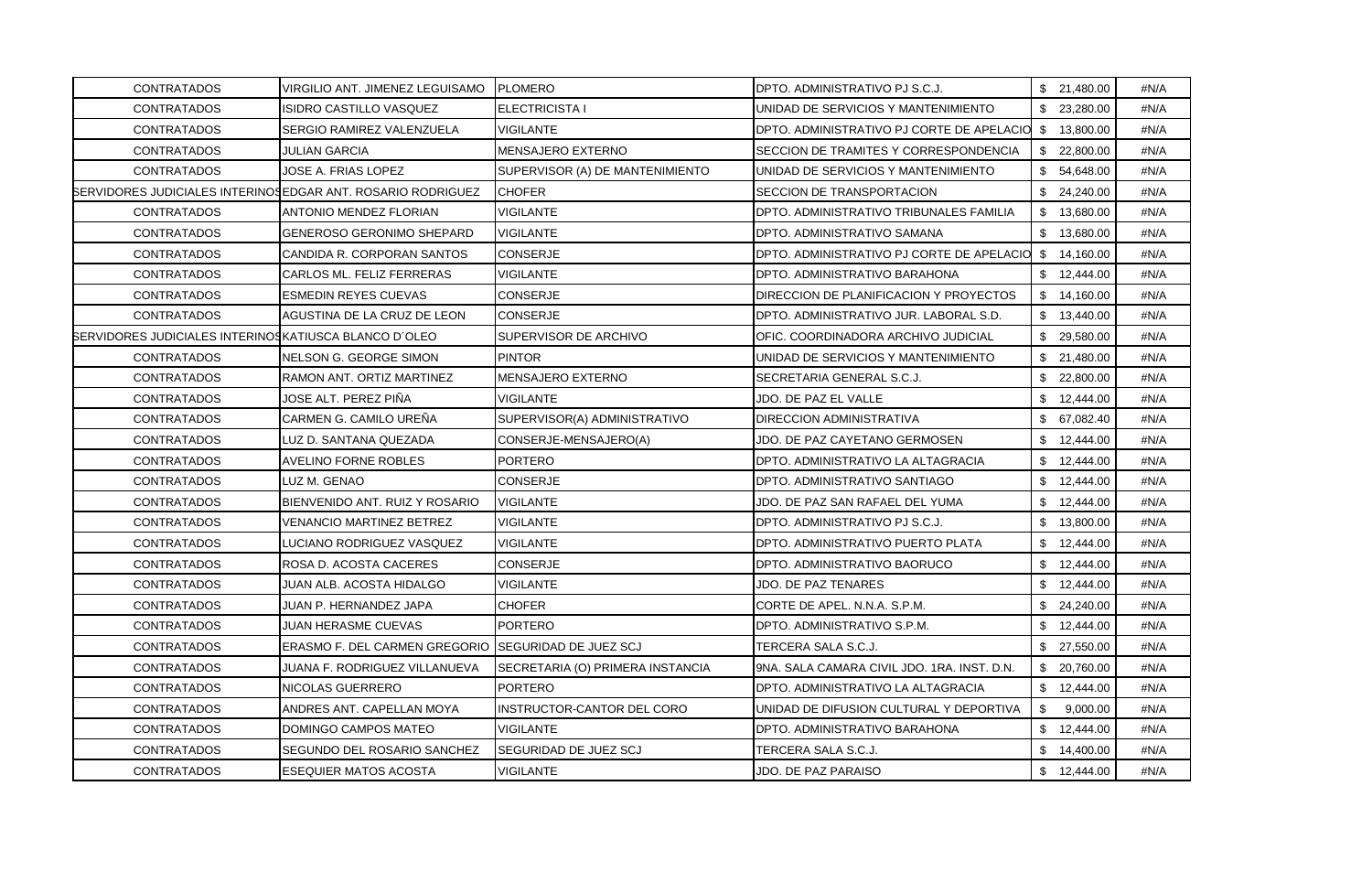| | | | | | |
|---|---|---|---|---|---|
| CONTRATADOS | VIRGILIO ANT. JIMENEZ LEGUISAMO | PLOMERO | DPTO. ADMINISTRATIVO PJ S.C.J. | $ 21,480.00 | #N/A |
| CONTRATADOS | ISIDRO CASTILLO VASQUEZ | ELECTRICISTA I | UNIDAD DE SERVICIOS Y MANTENIMIENTO | $ 23,280.00 | #N/A |
| CONTRATADOS | SERGIO RAMIREZ VALENZUELA | VIGILANTE | DPTO. ADMINISTRATIVO PJ CORTE DE APELACIO | $ 13,800.00 | #N/A |
| CONTRATADOS | JULIAN GARCIA | MENSAJERO EXTERNO | SECCION DE TRAMITES Y CORRESPONDENCIA | $ 22,800.00 | #N/A |
| CONTRATADOS | JOSE A. FRIAS LOPEZ | SUPERVISOR (A) DE MANTENIMIENTO | UNIDAD DE SERVICIOS Y MANTENIMIENTO | $ 54,648.00 | #N/A |
| SERVIDORES JUDICIALES INTERINOS | EDGAR ANT. ROSARIO RODRIGUEZ | CHOFER | SECCION DE TRANSPORTACION | $ 24,240.00 | #N/A |
| CONTRATADOS | ANTONIO MENDEZ FLORIAN | VIGILANTE | DPTO. ADMINISTRATIVO TRIBUNALES FAMILIA | $ 13,680.00 | #N/A |
| CONTRATADOS | GENEROSO GERONIMO SHEPARD | VIGILANTE | DPTO. ADMINISTRATIVO SAMANA | $ 13,680.00 | #N/A |
| CONTRATADOS | CANDIDA R. CORPORAN SANTOS | CONSERJE | DPTO. ADMINISTRATIVO PJ CORTE DE APELACIO | $ 14,160.00 | #N/A |
| CONTRATADOS | CARLOS ML. FELIZ FERRERAS | VIGILANTE | DPTO. ADMINISTRATIVO BARAHONA | $ 12,444.00 | #N/A |
| CONTRATADOS | ESMEDIN REYES CUEVAS | CONSERJE | DIRECCION DE PLANIFICACION Y PROYECTOS | $ 14,160.00 | #N/A |
| CONTRATADOS | AGUSTINA DE LA CRUZ DE LEON | CONSERJE | DPTO. ADMINISTRATIVO JUR. LABORAL S.D. | $ 13,440.00 | #N/A |
| SERVIDORES JUDICIALES INTERINOS | KATIUSCA BLANCO D´OLEO | SUPERVISOR DE ARCHIVO | OFIC. COORDINADORA ARCHIVO JUDICIAL | $ 29,580.00 | #N/A |
| CONTRATADOS | NELSON G. GEORGE SIMON | PINTOR | UNIDAD DE SERVICIOS Y MANTENIMIENTO | $ 21,480.00 | #N/A |
| CONTRATADOS | RAMON ANT. ORTIZ MARTINEZ | MENSAJERO EXTERNO | SECRETARIA GENERAL S.C.J. | $ 22,800.00 | #N/A |
| CONTRATADOS | JOSE ALT. PEREZ PIÑA | VIGILANTE | JDO. DE PAZ EL VALLE | $ 12,444.00 | #N/A |
| CONTRATADOS | CARMEN G. CAMILO UREÑA | SUPERVISOR(A) ADMINISTRATIVO | DIRECCION ADMINISTRATIVA | $ 67,082.40 | #N/A |
| CONTRATADOS | LUZ D. SANTANA QUEZADA | CONSERJE-MENSAJERO(A) | JDO. DE PAZ CAYETANO GERMOSEN | $ 12,444.00 | #N/A |
| CONTRATADOS | AVELINO FORNE ROBLES | PORTERO | DPTO. ADMINISTRATIVO LA ALTAGRACIA | $ 12,444.00 | #N/A |
| CONTRATADOS | LUZ M. GENAO | CONSERJE | DPTO. ADMINISTRATIVO SANTIAGO | $ 12,444.00 | #N/A |
| CONTRATADOS | BIENVENIDO ANT. RUIZ Y ROSARIO | VIGILANTE | JDO. DE PAZ SAN RAFAEL DEL YUMA | $ 12,444.00 | #N/A |
| CONTRATADOS | VENANCIO MARTINEZ BETREZ | VIGILANTE | DPTO. ADMINISTRATIVO PJ S.C.J. | $ 13,800.00 | #N/A |
| CONTRATADOS | LUCIANO RODRIGUEZ VASQUEZ | VIGILANTE | DPTO. ADMINISTRATIVO PUERTO PLATA | $ 12,444.00 | #N/A |
| CONTRATADOS | ROSA D. ACOSTA CACERES | CONSERJE | DPTO. ADMINISTRATIVO BAORUCO | $ 12,444.00 | #N/A |
| CONTRATADOS | JUAN ALB. ACOSTA HIDALGO | VIGILANTE | JDO. DE PAZ TENARES | $ 12,444.00 | #N/A |
| CONTRATADOS | JUAN P. HERNANDEZ JAPA | CHOFER | CORTE DE APEL. N.N.A. S.P.M. | $ 24,240.00 | #N/A |
| CONTRATADOS | JUAN HERASME CUEVAS | PORTERO | DPTO. ADMINISTRATIVO S.P.M. | $ 12,444.00 | #N/A |
| CONTRATADOS | ERASMO F. DEL CARMEN GREGORIO | SEGURIDAD DE JUEZ SCJ | TERCERA SALA S.C.J. | $ 27,550.00 | #N/A |
| CONTRATADOS | JUANA F. RODRIGUEZ VILLANUEVA | SECRETARIA (O) PRIMERA INSTANCIA | 9NA. SALA CAMARA CIVIL JDO. 1RA. INST. D.N. | $ 20,760.00 | #N/A |
| CONTRATADOS | NICOLAS GUERRERO | PORTERO | DPTO. ADMINISTRATIVO LA ALTAGRACIA | $ 12,444.00 | #N/A |
| CONTRATADOS | ANDRES ANT. CAPELLAN MOYA | INSTRUCTOR-CANTOR DEL CORO | UNIDAD DE DIFUSION CULTURAL Y DEPORTIVA | $ 9,000.00 | #N/A |
| CONTRATADOS | DOMINGO CAMPOS MATEO | VIGILANTE | DPTO. ADMINISTRATIVO BARAHONA | $ 12,444.00 | #N/A |
| CONTRATADOS | SEGUNDO DEL ROSARIO SANCHEZ | SEGURIDAD DE JUEZ SCJ | TERCERA SALA S.C.J. | $ 14,400.00 | #N/A |
| CONTRATADOS | ESEQUIER MATOS ACOSTA | VIGILANTE | JDO. DE PAZ PARAISO | $ 12,444.00 | #N/A |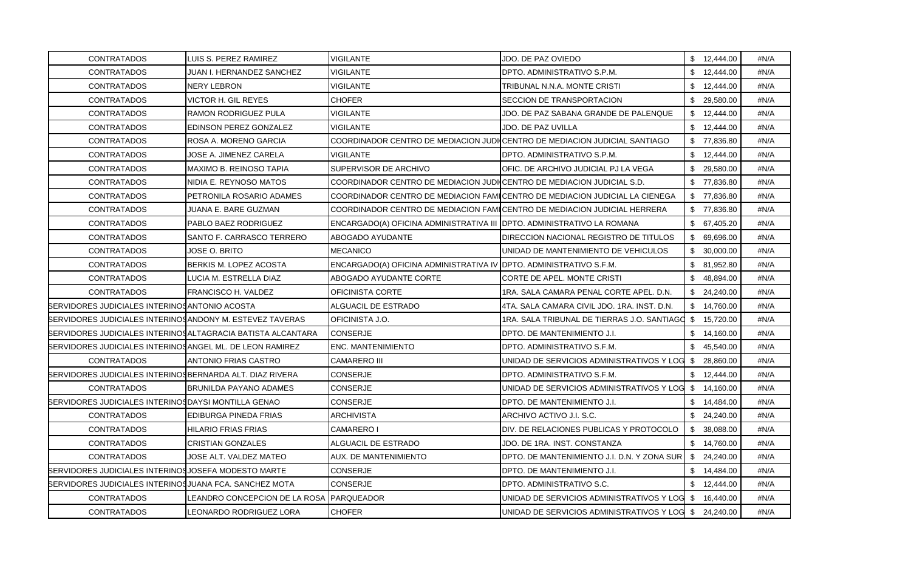| | | | | | |
|---|---|---|---|---|---|
| CONTRATADOS | LUIS S. PEREZ RAMIREZ | VIGILANTE | JDO. DE PAZ OVIEDO | $ 12,444.00 | #N/A |
| CONTRATADOS | JUAN I. HERNANDEZ SANCHEZ | VIGILANTE | DPTO. ADMINISTRATIVO S.P.M. | $ 12,444.00 | #N/A |
| CONTRATADOS | NERY LEBRON | VIGILANTE | TRIBUNAL N.N.A. MONTE CRISTI | $ 12,444.00 | #N/A |
| CONTRATADOS | VICTOR H. GIL REYES | CHOFER | SECCION DE TRANSPORTACION | $ 29,580.00 | #N/A |
| CONTRATADOS | RAMON RODRIGUEZ PULA | VIGILANTE | JDO. DE PAZ SABANA GRANDE DE PALENQUE | $ 12,444.00 | #N/A |
| CONTRATADOS | EDINSON PEREZ GONZALEZ | VIGILANTE | JDO. DE PAZ UVILLA | $ 12,444.00 | #N/A |
| CONTRATADOS | ROSA A. MORENO GARCIA | COORDINADOR CENTRO DE MEDIACION JUDI | CENTRO DE MEDIACION JUDICIAL SANTIAGO | $ 77,836.80 | #N/A |
| CONTRATADOS | JOSE A. JIMENEZ CARELA | VIGILANTE | DPTO. ADMINISTRATIVO S.P.M. | $ 12,444.00 | #N/A |
| CONTRATADOS | MAXIMO B. REINOSO TAPIA | SUPERVISOR DE ARCHIVO | OFIC. DE ARCHIVO JUDICIAL PJ LA VEGA | $ 29,580.00 | #N/A |
| CONTRATADOS | NIDIA E. REYNOSO MATOS | COORDINADOR CENTRO DE MEDIACION JUDI | CENTRO DE MEDIACION JUDICIAL S.D. | $ 77,836.80 | #N/A |
| CONTRATADOS | PETRONILA ROSARIO ADAMES | COORDINADOR CENTRO DE MEDIACION FAMI | CENTRO DE MEDIACION JUDICIAL LA CIENEGA | $ 77,836.80 | #N/A |
| CONTRATADOS | JUANA E. BARE GUZMAN | COORDINADOR CENTRO DE MEDIACION FAMI | CENTRO DE MEDIACION JUDICIAL HERRERA | $ 77,836.80 | #N/A |
| CONTRATADOS | PABLO BAEZ RODRIGUEZ | ENCARGADO(A) OFICINA ADMINISTRATIVA III | DPTO. ADMINISTRATIVO LA ROMANA | $ 67,405.20 | #N/A |
| CONTRATADOS | SANTO F. CARRASCO TERRERO | ABOGADO AYUDANTE | DIRECCION NACIONAL REGISTRO DE TITULOS | $ 69,696.00 | #N/A |
| CONTRATADOS | JOSE O. BRITO | MECANICO | UNIDAD DE MANTENIMIENTO DE VEHICULOS | $ 30,000.00 | #N/A |
| CONTRATADOS | BERKIS M. LOPEZ ACOSTA | ENCARGADO(A) OFICINA ADMINISTRATIVA IV | DPTO. ADMINISTRATIVO S.F.M. | $ 81,952.80 | #N/A |
| CONTRATADOS | LUCIA M. ESTRELLA DIAZ | ABOGADO AYUDANTE CORTE | CORTE DE APEL. MONTE CRISTI | $ 48,894.00 | #N/A |
| CONTRATADOS | FRANCISCO H. VALDEZ | OFICINISTA CORTE | 1RA. SALA CAMARA PENAL CORTE APEL. D.N. | $ 24,240.00 | #N/A |
| SERVIDORES JUDICIALES INTERINOS | ANTONIO ACOSTA | ALGUACIL DE ESTRADO | 4TA. SALA CAMARA CIVIL JDO. 1RA. INST. D.N. | $ 14,760.00 | #N/A |
| SERVIDORES JUDICIALES INTERINOS | ANDONY M. ESTEVEZ TAVERAS | OFICINISTA J.O. | 1RA. SALA TRIBUNAL DE TIERRAS J.O. SANTIAGO | $ 15,720.00 | #N/A |
| SERVIDORES JUDICIALES INTERINOS | ALTAGRACIA BATISTA ALCANTARA | CONSERJE | DPTO. DE MANTENIMIENTO J.I. | $ 14,160.00 | #N/A |
| SERVIDORES JUDICIALES INTERINOS | ANGEL ML. DE LEON RAMIREZ | ENC. MANTENIMIENTO | DPTO. ADMINISTRATIVO S.F.M. | $ 45,540.00 | #N/A |
| CONTRATADOS | ANTONIO FRIAS CASTRO | CAMARERO III | UNIDAD DE SERVICIOS ADMINISTRATIVOS Y LOG | $ 28,860.00 | #N/A |
| SERVIDORES JUDICIALES INTERINOS | BERNARDA ALT. DIAZ RIVERA | CONSERJE | DPTO. ADMINISTRATIVO S.F.M. | $ 12,444.00 | #N/A |
| CONTRATADOS | BRUNILDA PAYANO ADAMES | CONSERJE | UNIDAD DE SERVICIOS ADMINISTRATIVOS Y LOG | $ 14,160.00 | #N/A |
| SERVIDORES JUDICIALES INTERINOS | DAYSI MONTILLA GENAO | CONSERJE | DPTO. DE MANTENIMIENTO J.I. | $ 14,484.00 | #N/A |
| CONTRATADOS | EDIBURGA PINEDA FRIAS | ARCHIVISTA | ARCHIVO ACTIVO J.I. S.C. | $ 24,240.00 | #N/A |
| CONTRATADOS | HILARIO FRIAS FRIAS | CAMARERO I | DIV. DE RELACIONES PUBLICAS Y PROTOCOLO | $ 38,088.00 | #N/A |
| CONTRATADOS | CRISTIAN GONZALES | ALGUACIL DE ESTRADO | JDO. DE 1RA. INST. CONSTANZA | $ 14,760.00 | #N/A |
| CONTRATADOS | JOSE ALT. VALDEZ MATEO | AUX. DE MANTENIMIENTO | DPTO. DE MANTENIMIENTO J.I. D.N. Y ZONA SUR | $ 24,240.00 | #N/A |
| SERVIDORES JUDICIALES INTERINOS | JOSEFA MODESTO MARTE | CONSERJE | DPTO. DE MANTENIMIENTO J.I. | $ 14,484.00 | #N/A |
| SERVIDORES JUDICIALES INTERINOS | JUANA FCA. SANCHEZ MOTA | CONSERJE | DPTO. ADMINISTRATIVO S.C. | $ 12,444.00 | #N/A |
| CONTRATADOS | LEANDRO CONCEPCION DE LA ROSA | PARQUEADOR | UNIDAD DE SERVICIOS ADMINISTRATIVOS Y LOG | $ 16,440.00 | #N/A |
| CONTRATADOS | LEONARDO RODRIGUEZ LORA | CHOFER | UNIDAD DE SERVICIOS ADMINISTRATIVOS Y LOG | $ 24,240.00 | #N/A |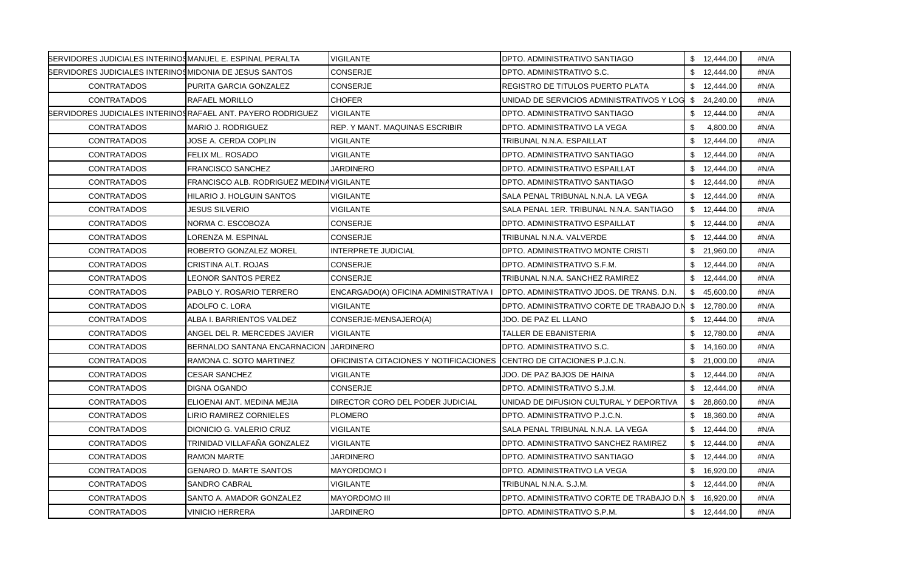| | | | | | |
|---|---|---|---|---|---|
| SERVIDORES JUDICIALES INTERINOS | MANUEL E. ESPINAL PERALTA | VIGILANTE | DPTO. ADMINISTRATIVO SANTIAGO | $ 12,444.00 | #N/A |
| SERVIDORES JUDICIALES INTERINOS | MIDONIA DE JESUS SANTOS | CONSERJE | DPTO. ADMINISTRATIVO S.C. | $ 12,444.00 | #N/A |
| CONTRATADOS | PURITA GARCIA GONZALEZ | CONSERJE | REGISTRO DE TITULOS PUERTO PLATA | $ 12,444.00 | #N/A |
| CONTRATADOS | RAFAEL MORILLO | CHOFER | UNIDAD DE SERVICIOS ADMINISTRATIVOS Y LOG | $ 24,240.00 | #N/A |
| SERVIDORES JUDICIALES INTERINOS | RAFAEL ANT. PAYERO RODRIGUEZ | VIGILANTE | DPTO. ADMINISTRATIVO SANTIAGO | $ 12,444.00 | #N/A |
| CONTRATADOS | MARIO J. RODRIGUEZ | REP. Y MANT. MAQUINAS ESCRIBIR | DPTO. ADMINISTRATIVO LA VEGA | $ 4,800.00 | #N/A |
| CONTRATADOS | JOSE A. CERDA COPLIN | VIGILANTE | TRIBUNAL N.N.A. ESPAILLAT | $ 12,444.00 | #N/A |
| CONTRATADOS | FELIX ML. ROSADO | VIGILANTE | DPTO. ADMINISTRATIVO SANTIAGO | $ 12,444.00 | #N/A |
| CONTRATADOS | FRANCISCO SANCHEZ | JARDINERO | DPTO. ADMINISTRATIVO ESPAILLAT | $ 12,444.00 | #N/A |
| CONTRATADOS | FRANCISCO ALB. RODRIGUEZ MEDINA | VIGILANTE | DPTO. ADMINISTRATIVO SANTIAGO | $ 12,444.00 | #N/A |
| CONTRATADOS | HILARIO J. HOLGUIN SANTOS | VIGILANTE | SALA PENAL TRIBUNAL N.N.A. LA VEGA | $ 12,444.00 | #N/A |
| CONTRATADOS | JESUS SILVERIO | VIGILANTE | SALA PENAL 1ER. TRIBUNAL N.N.A. SANTIAGO | $ 12,444.00 | #N/A |
| CONTRATADOS | NORMA C. ESCOBOZA | CONSERJE | DPTO. ADMINISTRATIVO ESPAILLAT | $ 12,444.00 | #N/A |
| CONTRATADOS | LORENZA M. ESPINAL | CONSERJE | TRIBUNAL N.N.A. VALVERDE | $ 12,444.00 | #N/A |
| CONTRATADOS | ROBERTO GONZALEZ MOREL | INTERPRETE JUDICIAL | DPTO. ADMINISTRATIVO MONTE CRISTI | $ 21,960.00 | #N/A |
| CONTRATADOS | CRISTINA ALT. ROJAS | CONSERJE | DPTO. ADMINISTRATIVO S.F.M. | $ 12,444.00 | #N/A |
| CONTRATADOS | LEONOR SANTOS PEREZ | CONSERJE | TRIBUNAL N.N.A. SANCHEZ RAMIREZ | $ 12,444.00 | #N/A |
| CONTRATADOS | PABLO Y. ROSARIO TERRERO | ENCARGADO(A) OFICINA ADMINISTRATIVA I | DPTO. ADMINISTRATIVO JDOS. DE TRANS. D.N. | $ 45,600.00 | #N/A |
| CONTRATADOS | ADOLFO C. LORA | VIGILANTE | DPTO. ADMINISTRATIVO CORTE DE TRABAJO D.N | $ 12,780.00 | #N/A |
| CONTRATADOS | ALBA I. BARRIENTOS VALDEZ | CONSERJE-MENSAJERO(A) | JDO. DE PAZ EL LLANO | $ 12,444.00 | #N/A |
| CONTRATADOS | ANGEL DEL R. MERCEDES JAVIER | VIGILANTE | TALLER DE EBANISTERIA | $ 12,780.00 | #N/A |
| CONTRATADOS | BERNALDO SANTANA ENCARNACION | JARDINERO | DPTO. ADMINISTRATIVO S.C. | $ 14,160.00 | #N/A |
| CONTRATADOS | RAMONA C. SOTO MARTINEZ | OFICINISTA CITACIONES Y NOTIFICACIONES | CENTRO DE CITACIONES P.J.C.N. | $ 21,000.00 | #N/A |
| CONTRATADOS | CESAR SANCHEZ | VIGILANTE | JDO. DE PAZ BAJOS DE HAINA | $ 12,444.00 | #N/A |
| CONTRATADOS | DIGNA OGANDO | CONSERJE | DPTO. ADMINISTRATIVO S.J.M. | $ 12,444.00 | #N/A |
| CONTRATADOS | ELIOENAI ANT. MEDINA MEJIA | DIRECTOR CORO DEL PODER JUDICIAL | UNIDAD DE DIFUSION CULTURAL Y DEPORTIVA | $ 28,860.00 | #N/A |
| CONTRATADOS | LIRIO RAMIREZ CORNIELES | PLOMERO | DPTO. ADMINISTRATIVO P.J.C.N. | $ 18,360.00 | #N/A |
| CONTRATADOS | DIONICIO G. VALERIO CRUZ | VIGILANTE | SALA PENAL TRIBUNAL N.N.A. LA VEGA | $ 12,444.00 | #N/A |
| CONTRATADOS | TRINIDAD VILLAFAÑA GONZALEZ | VIGILANTE | DPTO. ADMINISTRATIVO SANCHEZ RAMIREZ | $ 12,444.00 | #N/A |
| CONTRATADOS | RAMON MARTE | JARDINERO | DPTO. ADMINISTRATIVO SANTIAGO | $ 12,444.00 | #N/A |
| CONTRATADOS | GENARO D. MARTE SANTOS | MAYORDOMO I | DPTO. ADMINISTRATIVO LA VEGA | $ 16,920.00 | #N/A |
| CONTRATADOS | SANDRO CABRAL | VIGILANTE | TRIBUNAL N.N.A. S.J.M. | $ 12,444.00 | #N/A |
| CONTRATADOS | SANTO A. AMADOR GONZALEZ | MAYORDOMO III | DPTO. ADMINISTRATIVO CORTE DE TRABAJO D.N | $ 16,920.00 | #N/A |
| CONTRATADOS | VINICIO HERRERA | JARDINERO | DPTO. ADMINISTRATIVO S.P.M. | $ 12,444.00 | #N/A |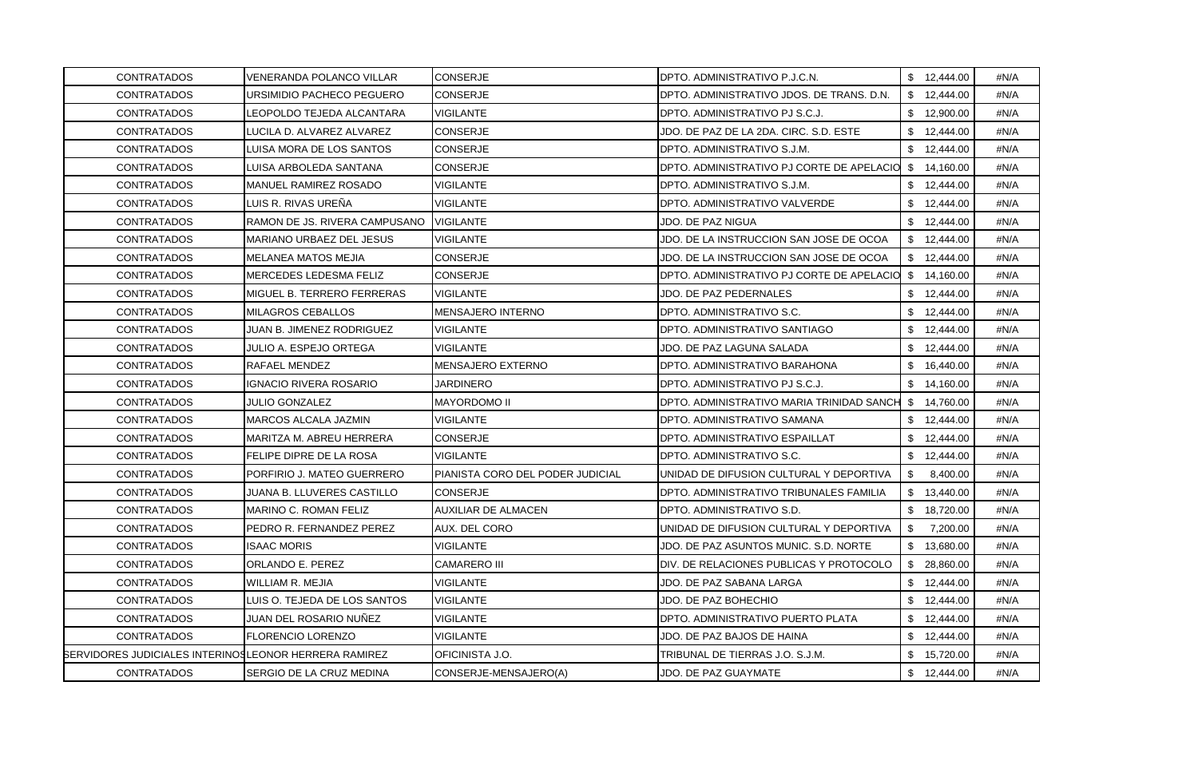| | | | | | |
|---|---|---|---|---|---|
| CONTRATADOS | VENERANDA POLANCO VILLAR | CONSERJE | DPTO. ADMINISTRATIVO P.J.C.N. | $ 12,444.00 | #N/A |
| CONTRATADOS | URSIMIDIO PACHECO PEGUERO | CONSERJE | DPTO. ADMINISTRATIVO JDOS. DE TRANS. D.N. | $ 12,444.00 | #N/A |
| CONTRATADOS | LEOPOLDO TEJEDA ALCANTARA | VIGILANTE | DPTO. ADMINISTRATIVO PJ S.C.J. | $ 12,900.00 | #N/A |
| CONTRATADOS | LUCILA D. ALVAREZ ALVAREZ | CONSERJE | JDO. DE PAZ DE LA 2DA. CIRC. S.D. ESTE | $ 12,444.00 | #N/A |
| CONTRATADOS | LUISA MORA DE LOS SANTOS | CONSERJE | DPTO. ADMINISTRATIVO S.J.M. | $ 12,444.00 | #N/A |
| CONTRATADOS | LUISA ARBOLEDA SANTANA | CONSERJE | DPTO. ADMINISTRATIVO PJ CORTE DE APELACIO | $ 14,160.00 | #N/A |
| CONTRATADOS | MANUEL RAMIREZ ROSADO | VIGILANTE | DPTO. ADMINISTRATIVO S.J.M. | $ 12,444.00 | #N/A |
| CONTRATADOS | LUIS R. RIVAS UREÑA | VIGILANTE | DPTO. ADMINISTRATIVO VALVERDE | $ 12,444.00 | #N/A |
| CONTRATADOS | RAMON DE JS. RIVERA CAMPUSANO | VIGILANTE | JDO. DE PAZ NIGUA | $ 12,444.00 | #N/A |
| CONTRATADOS | MARIANO URBAEZ DEL JESUS | VIGILANTE | JDO. DE LA INSTRUCCION SAN JOSE DE OCOA | $ 12,444.00 | #N/A |
| CONTRATADOS | MELANEA MATOS MEJIA | CONSERJE | JDO. DE LA INSTRUCCION SAN JOSE DE OCOA | $ 12,444.00 | #N/A |
| CONTRATADOS | MERCEDES LEDESMA FELIZ | CONSERJE | DPTO. ADMINISTRATIVO PJ CORTE DE APELACIO | $ 14,160.00 | #N/A |
| CONTRATADOS | MIGUEL B. TERRERO FERRERAS | VIGILANTE | JDO. DE PAZ PEDERNALES | $ 12,444.00 | #N/A |
| CONTRATADOS | MILAGROS CEBALLOS | MENSAJERO INTERNO | DPTO. ADMINISTRATIVO S.C. | $ 12,444.00 | #N/A |
| CONTRATADOS | JUAN B. JIMENEZ RODRIGUEZ | VIGILANTE | DPTO. ADMINISTRATIVO SANTIAGO | $ 12,444.00 | #N/A |
| CONTRATADOS | JULIO A. ESPEJO ORTEGA | VIGILANTE | JDO. DE PAZ LAGUNA SALADA | $ 12,444.00 | #N/A |
| CONTRATADOS | RAFAEL MENDEZ | MENSAJERO EXTERNO | DPTO. ADMINISTRATIVO BARAHONA | $ 16,440.00 | #N/A |
| CONTRATADOS | IGNACIO RIVERA ROSARIO | JARDINERO | DPTO. ADMINISTRATIVO PJ S.C.J. | $ 14,160.00 | #N/A |
| CONTRATADOS | JULIO GONZALEZ | MAYORDOMO II | DPTO. ADMINISTRATIVO MARIA TRINIDAD SANCH | $ 14,760.00 | #N/A |
| CONTRATADOS | MARCOS ALCALA JAZMIN | VIGILANTE | DPTO. ADMINISTRATIVO SAMANA | $ 12,444.00 | #N/A |
| CONTRATADOS | MARITZA M. ABREU HERRERA | CONSERJE | DPTO. ADMINISTRATIVO ESPAILLAT | $ 12,444.00 | #N/A |
| CONTRATADOS | FELIPE DIPRE DE LA ROSA | VIGILANTE | DPTO. ADMINISTRATIVO S.C. | $ 12,444.00 | #N/A |
| CONTRATADOS | PORFIRIO J. MATEO GUERRERO | PIANISTA CORO DEL PODER JUDICIAL | UNIDAD DE DIFUSION CULTURAL Y DEPORTIVA | $ 8,400.00 | #N/A |
| CONTRATADOS | JUANA B. LLUVERES CASTILLO | CONSERJE | DPTO. ADMINISTRATIVO TRIBUNALES FAMILIA | $ 13,440.00 | #N/A |
| CONTRATADOS | MARINO C. ROMAN FELIZ | AUXILIAR DE ALMACEN | DPTO. ADMINISTRATIVO S.D. | $ 18,720.00 | #N/A |
| CONTRATADOS | PEDRO R. FERNANDEZ PEREZ | AUX. DEL CORO | UNIDAD DE DIFUSION CULTURAL Y DEPORTIVA | $ 7,200.00 | #N/A |
| CONTRATADOS | ISAAC MORIS | VIGILANTE | JDO. DE PAZ ASUNTOS MUNIC. S.D. NORTE | $ 13,680.00 | #N/A |
| CONTRATADOS | ORLANDO E. PEREZ | CAMARERO III | DIV. DE RELACIONES PUBLICAS Y PROTOCOLO | $ 28,860.00 | #N/A |
| CONTRATADOS | WILLIAM R. MEJIA | VIGILANTE | JDO. DE PAZ SABANA LARGA | $ 12,444.00 | #N/A |
| CONTRATADOS | LUIS O. TEJEDA DE LOS SANTOS | VIGILANTE | JDO. DE PAZ BOHECHIO | $ 12,444.00 | #N/A |
| CONTRATADOS | JUAN DEL ROSARIO NUÑEZ | VIGILANTE | DPTO. ADMINISTRATIVO PUERTO PLATA | $ 12,444.00 | #N/A |
| CONTRATADOS | FLORENCIO LORENZO | VIGILANTE | JDO. DE PAZ BAJOS DE HAINA | $ 12,444.00 | #N/A |
| SERVIDORES JUDICIALES INTERINOS | LEONOR HERRERA RAMIREZ | OFICINISTA J.O. | TRIBUNAL DE TIERRAS J.O. S.J.M. | $ 15,720.00 | #N/A |
| CONTRATADOS | SERGIO DE LA CRUZ MEDINA | CONSERJE-MENSAJERO(A) | JDO. DE PAZ GUAYMATE | $ 12,444.00 | #N/A |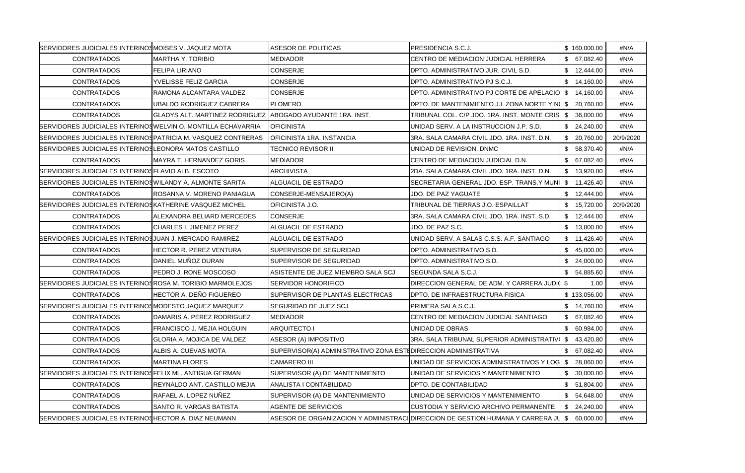| | | | | | |
|---|---|---|---|---|---|
| SERVIDORES JUDICIALES INTERINOS | MOISES V. JAQUEZ MOTA | ASESOR DE POLITICAS | PRESIDENCIA S.C.J. | $ 160,000.00 | #N/A |
| CONTRATADOS | MARTHA Y. TORIBIO | MEDIADOR | CENTRO DE MEDIACION JUDICIAL HERRERA | $ 67,082.40 | #N/A |
| CONTRATADOS | FELIPA LIRIANO | CONSERJE | DPTO. ADMINISTRATIVO JUR. CIVIL S.D. | $ 12,444.00 | #N/A |
| CONTRATADOS | YVELISSE FELIZ GARCIA | CONSERJE | DPTO. ADMINISTRATIVO PJ S.C.J. | $ 14,160.00 | #N/A |
| CONTRATADOS | RAMONA ALCANTARA VALDEZ | CONSERJE | DPTO. ADMINISTRATIVO PJ CORTE DE APELACIO | $ 14,160.00 | #N/A |
| CONTRATADOS | UBALDO RODRIGUEZ CABRERA | PLOMERO | DPTO. DE MANTENIMIENTO J.I. ZONA NORTE Y N | $ 20,760.00 | #N/A |
| CONTRATADOS | GLADYS ALT. MARTINEZ RODRIGUEZ | ABOGADO AYUDANTE 1RA. INST. | TRIBUNAL COL. C/P JDO. 1RA. INST. MONTE CRIS | $ 36,000.00 | #N/A |
| SERVIDORES JUDICIALES INTERINOS | WELVIN O. MONTILLA ECHAVARRIA | OFICINISTA | UNIDAD SERV. A LA INSTRUCCION J.P. S.D. | $ 24,240.00 | #N/A |
| SERVIDORES JUDICIALES INTERINOS | PATRICIA M. VASQUEZ CONTRERAS | OFICINISTA 1RA. INSTANCIA | 3RA. SALA CAMARA CIVIL JDO. 1RA. INST. D.N. | $ 20,760.00 | 20/9/2020 |
| SERVIDORES JUDICIALES INTERINOS | LEONORA MATOS CASTILLO | TECNICO REVISOR II | UNIDAD DE REVISION, DNMC | $ 58,370.40 | #N/A |
| CONTRATADOS | MAYRA T. HERNANDEZ GORIS | MEDIADOR | CENTRO DE MEDIACION JUDICIAL D.N. | $ 67,082.40 | #N/A |
| SERVIDORES JUDICIALES INTERINOS | FLAVIO ALB. ESCOTO | ARCHIVISTA | 2DA. SALA CAMARA CIVIL JDO. 1RA. INST. D.N. | $ 13,920.00 | #N/A |
| SERVIDORES JUDICIALES INTERINOS | WILANDY A. ALMONTE SARITA | ALGUACIL DE ESTRADO | SECRETARIA GENERAL JDO. ESP. TRANS.Y MUNI | $ 11,426.40 | #N/A |
| CONTRATADOS | ROSANNA V. MORENO PANIAGUA | CONSERJE-MENSAJERO(A) | JDO. DE PAZ YAGUATE | $ 12,444.00 | #N/A |
| SERVIDORES JUDICIALES INTERINOS | KATHERINE VASQUEZ MICHEL | OFICINISTA J.O. | TRIBUNAL DE TIERRAS J.O. ESPAILLAT | $ 15,720.00 | 20/9/2020 |
| CONTRATADOS | ALEXANDRA BELIARD MERCEDES | CONSERJE | 3RA. SALA CAMARA CIVIL JDO. 1RA. INST. S.D. | $ 12,444.00 | #N/A |
| CONTRATADOS | CHARLES I. JIMENEZ PEREZ | ALGUACIL DE ESTRADO | JDO. DE PAZ S.C. | $ 13,800.00 | #N/A |
| SERVIDORES JUDICIALES INTERINOS | JUAN J. MERCADO RAMIREZ | ALGUACIL DE ESTRADO | UNIDAD SERV. A SALAS C.S.S. A.F. SANTIAGO | $ 11,426.40 | #N/A |
| CONTRATADOS | HECTOR R. PEREZ VENTURA | SUPERVISOR DE SEGURIDAD | DPTO. ADMINISTRATIVO S.D. | $ 45,000.00 | #N/A |
| CONTRATADOS | DANIEL MUÑOZ DURAN | SUPERVISOR DE SEGURIDAD | DPTO. ADMINISTRATIVO S.D. | $ 24,000.00 | #N/A |
| CONTRATADOS | PEDRO J. RONE MOSCOSO | ASISTENTE DE JUEZ MIEMBRO SALA SCJ | SEGUNDA SALA S.C.J. | $ 54,885.60 | #N/A |
| SERVIDORES JUDICIALES INTERINOS | ROSA M. TORIBIO MARMOLEJOS | SERVIDOR HONORIFICO | DIRECCION GENERAL DE ADM. Y CARRERA JUDI | $ 1.00 | #N/A |
| CONTRATADOS | HECTOR A. DEÑO FIGUEREO | SUPERVISOR DE PLANTAS ELECTRICAS | DPTO. DE INFRAESTRUCTURA FISICA | $ 133,056.00 | #N/A |
| SERVIDORES JUDICIALES INTERINOS | MODESTO JAQUEZ MARQUEZ | SEGURIDAD DE JUEZ SCJ | PRIMERA SALA S.C.J. | $ 14,760.00 | #N/A |
| CONTRATADOS | DAMARIS A. PEREZ RODRIGUEZ | MEDIADOR | CENTRO DE MEDIACION JUDICIAL SANTIAGO | $ 67,082.40 | #N/A |
| CONTRATADOS | FRANCISCO J. MEJIA HOLGUIN | ARQUITECTO I | UNIDAD DE OBRAS | $ 60,984.00 | #N/A |
| CONTRATADOS | GLORIA A. MOJICA DE VALDEZ | ASESOR (A) IMPOSITIVO | 3RA. SALA TRIBUNAL SUPERIOR ADMINISTRATIV | $ 43,420.80 | #N/A |
| CONTRATADOS | ALBIS A. CUEVAS MOTA | SUPERVISOR(A) ADMINISTRATIVO ZONA ESTE | DIRECCION ADMINISTRATIVA | $ 67,082.40 | #N/A |
| CONTRATADOS | MARTINA FLORES | CAMARERO III | UNIDAD DE SERVICIOS ADMINISTRATIVOS Y LOG | $ 28,860.00 | #N/A |
| SERVIDORES JUDICIALES INTERINOS | FELIX ML. ANTIGUA GERMAN | SUPERVISOR (A) DE MANTENIMIENTO | UNIDAD DE SERVICIOS Y MANTENIMIENTO | $ 30,000.00 | #N/A |
| CONTRATADOS | REYNALDO ANT. CASTILLO MEJIA | ANALISTA I CONTABILIDAD | DPTO. DE CONTABILIDAD | $ 51,804.00 | #N/A |
| CONTRATADOS | RAFAEL A. LOPEZ NUÑEZ | SUPERVISOR (A) DE MANTENIMIENTO | UNIDAD DE SERVICIOS Y MANTENIMIENTO | $ 54,648.00 | #N/A |
| CONTRATADOS | SANTO R. VARGAS BATISTA | AGENTE DE SERVICIOS | CUSTODIA Y SERVICIO ARCHIVO PERMANENTE | $ 24,240.00 | #N/A |
| SERVIDORES JUDICIALES INTERINOS | HECTOR A. DIAZ NEUMANN | ASESOR DE ORGANIZACION Y ADMINISTRACI | DIRECCION DE GESTION HUMANA Y CARRERA JU | $ 60,000.00 | #N/A |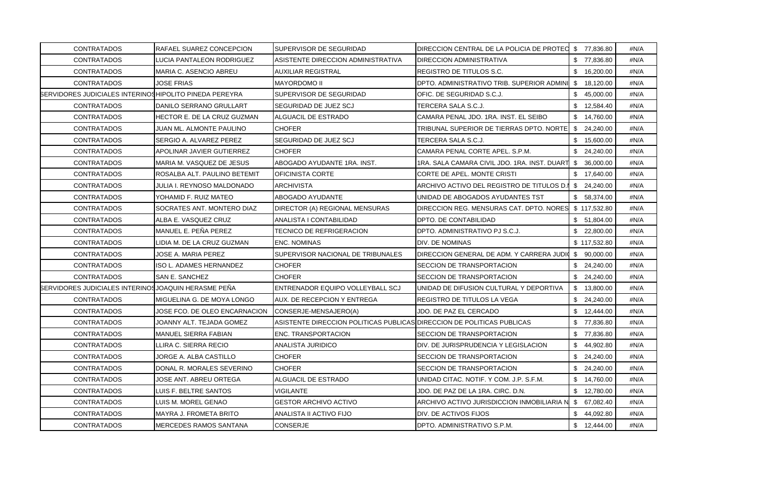| | | | | | |
|---|---|---|---|---|---|
| CONTRATADOS | RAFAEL SUAREZ CONCEPCION | SUPERVISOR DE SEGURIDAD | DIRECCION CENTRAL DE LA POLICIA DE PROTEC | $ 77,836.80 | #N/A |
| CONTRATADOS | LUCIA PANTALEON RODRIGUEZ | ASISTENTE DIRECCION ADMINISTRATIVA | DIRECCION ADMINISTRATIVA | $ 77,836.80 | #N/A |
| CONTRATADOS | MARIA C. ASENCIO ABREU | AUXILIAR REGISTRAL | REGISTRO DE TITULOS S.C. | $ 16,200.00 | #N/A |
| CONTRATADOS | JOSE FRIAS | MAYORDOMO II | DPTO. ADMINISTRATIVO TRIB. SUPERIOR ADMINI | $ 18,120.00 | #N/A |
| SERVIDORES JUDICIALES INTERINOS | HIPOLITO PINEDA PEREYRA | SUPERVISOR DE SEGURIDAD | OFIC. DE SEGURIDAD S.C.J. | $ 45,000.00 | #N/A |
| CONTRATADOS | DANILO SERRANO GRULLART | SEGURIDAD DE JUEZ SCJ | TERCERA SALA S.C.J. | $ 12,584.40 | #N/A |
| CONTRATADOS | HECTOR E. DE LA CRUZ GUZMAN | ALGUACIL DE ESTRADO | CAMARA PENAL JDO. 1RA. INST. EL SEIBO | $ 14,760.00 | #N/A |
| CONTRATADOS | JUAN ML. ALMONTE PAULINO | CHOFER | TRIBUNAL SUPERIOR DE TIERRAS DPTO. NORTE | $ 24,240.00 | #N/A |
| CONTRATADOS | SERGIO A. ALVAREZ PEREZ | SEGURIDAD DE JUEZ SCJ | TERCERA SALA S.C.J. | $ 15,600.00 | #N/A |
| CONTRATADOS | APOLINAR JAVIER GUTIERREZ | CHOFER | CAMARA PENAL CORTE APEL. S.P.M. | $ 24,240.00 | #N/A |
| CONTRATADOS | MARIA M. VASQUEZ DE JESUS | ABOGADO AYUDANTE 1RA. INST. | 1RA. SALA CAMARA CIVIL JDO. 1RA. INST. DUART | $ 36,000.00 | #N/A |
| CONTRATADOS | ROSALBA ALT. PAULINO BETEMIT | OFICINISTA CORTE | CORTE DE APEL. MONTE CRISTI | $ 17,640.00 | #N/A |
| CONTRATADOS | JULIA I. REYNOSO MALDONADO | ARCHIVISTA | ARCHIVO ACTIVO DEL REGISTRO DE TITULOS D.N | $ 24,240.00 | #N/A |
| CONTRATADOS | YOHAMID F. RUIZ MATEO | ABOGADO AYUDANTE | UNIDAD DE ABOGADOS AYUDANTES TST | $ 58,374.00 | #N/A |
| CONTRATADOS | SOCRATES ANT. MONTERO DIAZ | DIRECTOR (A) REGIONAL MENSURAS | DIRECCION REG. MENSURAS CAT. DPTO. NORES | $ 117,532.80 | #N/A |
| CONTRATADOS | ALBA E. VASQUEZ CRUZ | ANALISTA I CONTABILIDAD | DPTO. DE CONTABILIDAD | $ 51,804.00 | #N/A |
| CONTRATADOS | MANUEL E. PEÑA PEREZ | TECNICO DE REFRIGERACION | DPTO. ADMINISTRATIVO PJ S.C.J. | $ 22,800.00 | #N/A |
| CONTRATADOS | LIDIA M. DE LA CRUZ GUZMAN | ENC. NOMINAS | DIV. DE NOMINAS | $ 117,532.80 | #N/A |
| CONTRATADOS | JOSE A. MARIA PEREZ | SUPERVISOR NACIONAL DE TRIBUNALES | DIRECCION GENERAL DE ADM. Y CARRERA JUDI | $ 90,000.00 | #N/A |
| CONTRATADOS | ISO L. ADAMES HERNANDEZ | CHOFER | SECCION DE TRANSPORTACION | $ 24,240.00 | #N/A |
| CONTRATADOS | SAN E. SANCHEZ | CHOFER | SECCION DE TRANSPORTACION | $ 24,240.00 | #N/A |
| SERVIDORES JUDICIALES INTERINOS | JOAQUIN HERASME PEÑA | ENTRENADOR EQUIPO VOLLEYBALL SCJ | UNIDAD DE DIFUSION CULTURAL Y DEPORTIVA | $ 13,800.00 | #N/A |
| CONTRATADOS | MIGUELINA G. DE MOYA LONGO | AUX. DE RECEPCION Y ENTREGA | REGISTRO DE TITULOS LA VEGA | $ 24,240.00 | #N/A |
| CONTRATADOS | JOSE FCO. DE OLEO ENCARNACION | CONSERJE-MENSAJERO(A) | JDO. DE PAZ EL CERCADO | $ 12,444.00 | #N/A |
| CONTRATADOS | JOANNY ALT. TEJADA GOMEZ | ASISTENTE DIRECCION POLITICAS PUBLICAS | DIRECCION DE POLITICAS PUBLICAS | $ 77,836.80 | #N/A |
| CONTRATADOS | MANUEL SIERRA FABIAN | ENC. TRANSPORTACION | SECCION DE TRANSPORTACION | $ 77,836.80 | #N/A |
| CONTRATADOS | LLIRA C. SIERRA RECIO | ANALISTA JURIDICO | DIV. DE JURISPRUDENCIA Y LEGISLACION | $ 44,902.80 | #N/A |
| CONTRATADOS | JORGE A. ALBA CASTILLO | CHOFER | SECCION DE TRANSPORTACION | $ 24,240.00 | #N/A |
| CONTRATADOS | DONAL R. MORALES SEVERINO | CHOFER | SECCION DE TRANSPORTACION | $ 24,240.00 | #N/A |
| CONTRATADOS | JOSE ANT. ABREU ORTEGA | ALGUACIL DE ESTRADO | UNIDAD CITAC. NOTIF. Y COM. J.P. S.F.M. | $ 14,760.00 | #N/A |
| CONTRATADOS | LUIS F. BELTRE SANTOS | VIGILANTE | JDO. DE PAZ DE LA 1RA. CIRC. D.N. | $ 12,780.00 | #N/A |
| CONTRATADOS | LUIS M. MOREL GENAO | GESTOR ARCHIVO ACTIVO | ARCHIVO ACTIVO JURISDICCION INMOBILIARIA N | $ 67,082.40 | #N/A |
| CONTRATADOS | MAYRA J. FROMETA BRITO | ANALISTA II ACTIVO FIJO | DIV. DE ACTIVOS FIJOS | $ 44,092.80 | #N/A |
| CONTRATADOS | MERCEDES RAMOS SANTANA | CONSERJE | DPTO. ADMINISTRATIVO S.P.M. | $ 12,444.00 | #N/A |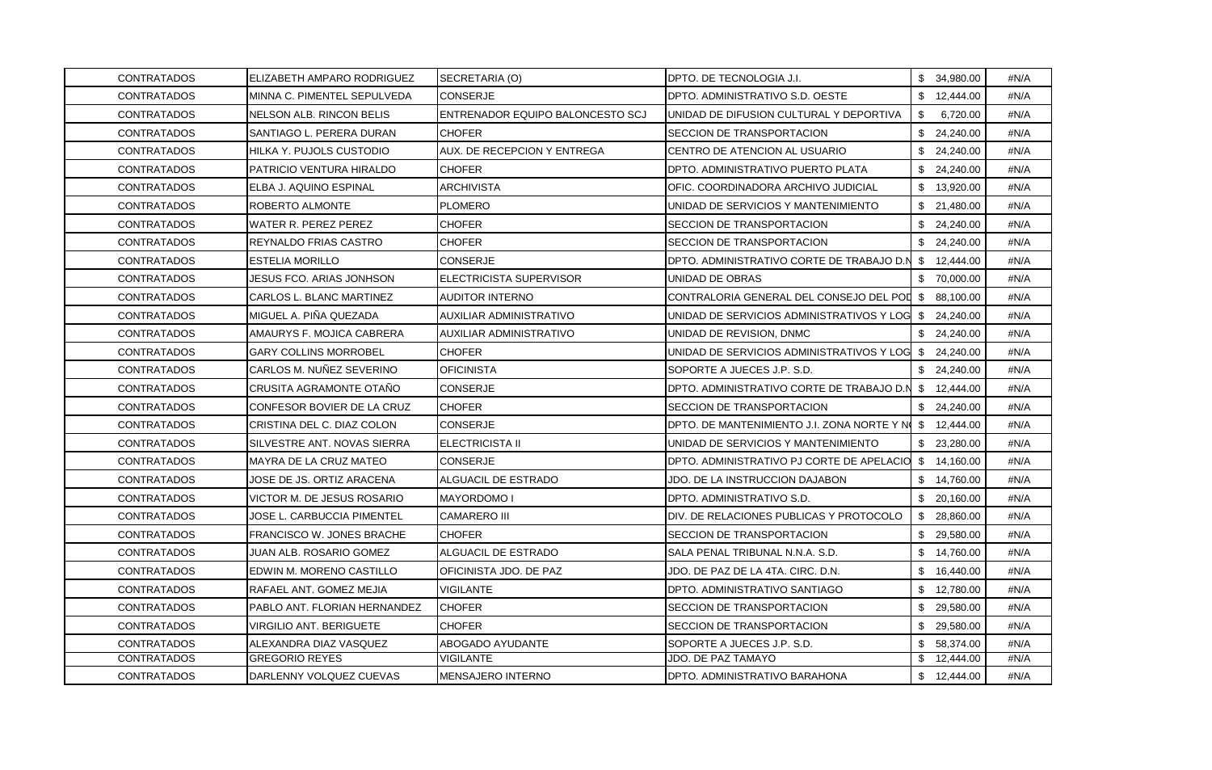| | | | | | |
|---|---|---|---|---|---|
| CONTRATADOS | ELIZABETH AMPARO RODRIGUEZ | SECRETARIA (O) | DPTO. DE TECNOLOGIA J.I. | $ 34,980.00 | #N/A |
| CONTRATADOS | MINNA C. PIMENTEL SEPULVEDA | CONSERJE | DPTO. ADMINISTRATIVO S.D. OESTE | $ 12,444.00 | #N/A |
| CONTRATADOS | NELSON ALB. RINCON BELIS | ENTRENADOR EQUIPO BALONCESTO SCJ | UNIDAD DE DIFUSION CULTURAL Y DEPORTIVA | $ 6,720.00 | #N/A |
| CONTRATADOS | SANTIAGO L. PERERA DURAN | CHOFER | SECCION DE TRANSPORTACION | $ 24,240.00 | #N/A |
| CONTRATADOS | HILKA Y. PUJOLS CUSTODIO | AUX. DE RECEPCION Y ENTREGA | CENTRO DE ATENCION AL USUARIO | $ 24,240.00 | #N/A |
| CONTRATADOS | PATRICIO VENTURA HIRALDO | CHOFER | DPTO. ADMINISTRATIVO PUERTO PLATA | $ 24,240.00 | #N/A |
| CONTRATADOS | ELBA J. AQUINO ESPINAL | ARCHIVISTA | OFIC. COORDINADORA ARCHIVO JUDICIAL | $ 13,920.00 | #N/A |
| CONTRATADOS | ROBERTO ALMONTE | PLOMERO | UNIDAD DE SERVICIOS Y MANTENIMIENTO | $ 21,480.00 | #N/A |
| CONTRATADOS | WATER R. PEREZ PEREZ | CHOFER | SECCION DE TRANSPORTACION | $ 24,240.00 | #N/A |
| CONTRATADOS | REYNALDO FRIAS CASTRO | CHOFER | SECCION DE TRANSPORTACION | $ 24,240.00 | #N/A |
| CONTRATADOS | ESTELIA MORILLO | CONSERJE | DPTO. ADMINISTRATIVO CORTE DE TRABAJO D.N | $ 12,444.00 | #N/A |
| CONTRATADOS | JESUS FCO. ARIAS JONHSON | ELECTRICISTA SUPERVISOR | UNIDAD DE OBRAS | $ 70,000.00 | #N/A |
| CONTRATADOS | CARLOS L. BLANC MARTINEZ | AUDITOR INTERNO | CONTRALORIA GENERAL DEL CONSEJO DEL POD | $ 88,100.00 | #N/A |
| CONTRATADOS | MIGUEL A. PIÑA QUEZADA | AUXILIAR ADMINISTRATIVO | UNIDAD DE SERVICIOS ADMINISTRATIVOS Y LOG | $ 24,240.00 | #N/A |
| CONTRATADOS | AMAURYS F. MOJICA CABRERA | AUXILIAR ADMINISTRATIVO | UNIDAD DE REVISION, DNMC | $ 24,240.00 | #N/A |
| CONTRATADOS | GARY COLLINS MORROBEL | CHOFER | UNIDAD DE SERVICIOS ADMINISTRATIVOS Y LOG | $ 24,240.00 | #N/A |
| CONTRATADOS | CARLOS M. NUÑEZ SEVERINO | OFICINISTA | SOPORTE A JUECES J.P. S.D. | $ 24,240.00 | #N/A |
| CONTRATADOS | CRUSITA AGRAMONTE OTAÑO | CONSERJE | DPTO. ADMINISTRATIVO CORTE DE TRABAJO D.N | $ 12,444.00 | #N/A |
| CONTRATADOS | CONFESOR BOVIER DE LA CRUZ | CHOFER | SECCION DE TRANSPORTACION | $ 24,240.00 | #N/A |
| CONTRATADOS | CRISTINA DEL C. DIAZ COLON | CONSERJE | DPTO. DE MANTENIMIENTO J.I. ZONA NORTE Y N | $ 12,444.00 | #N/A |
| CONTRATADOS | SILVESTRE ANT. NOVAS SIERRA | ELECTRICISTA II | UNIDAD DE SERVICIOS Y MANTENIMIENTO | $ 23,280.00 | #N/A |
| CONTRATADOS | MAYRA DE LA CRUZ MATEO | CONSERJE | DPTO. ADMINISTRATIVO PJ CORTE DE APELACIO | $ 14,160.00 | #N/A |
| CONTRATADOS | JOSE DE JS. ORTIZ ARACENA | ALGUACIL DE ESTRADO | JDO. DE LA INSTRUCCION DAJABON | $ 14,760.00 | #N/A |
| CONTRATADOS | VICTOR M. DE JESUS ROSARIO | MAYORDOMO I | DPTO. ADMINISTRATIVO S.D. | $ 20,160.00 | #N/A |
| CONTRATADOS | JOSE L. CARBUCCIA PIMENTEL | CAMARERO III | DIV. DE RELACIONES PUBLICAS Y PROTOCOLO | $ 28,860.00 | #N/A |
| CONTRATADOS | FRANCISCO W. JONES BRACHE | CHOFER | SECCION DE TRANSPORTACION | $ 29,580.00 | #N/A |
| CONTRATADOS | JUAN ALB. ROSARIO GOMEZ | ALGUACIL DE ESTRADO | SALA PENAL TRIBUNAL N.N.A. S.D. | $ 14,760.00 | #N/A |
| CONTRATADOS | EDWIN M. MORENO CASTILLO | OFICINISTA JDO. DE PAZ | JDO. DE PAZ DE LA 4TA. CIRC. D.N. | $ 16,440.00 | #N/A |
| CONTRATADOS | RAFAEL ANT. GOMEZ MEJIA | VIGILANTE | DPTO. ADMINISTRATIVO SANTIAGO | $ 12,780.00 | #N/A |
| CONTRATADOS | PABLO ANT. FLORIAN HERNANDEZ | CHOFER | SECCION DE TRANSPORTACION | $ 29,580.00 | #N/A |
| CONTRATADOS | VIRGILIO ANT. BERIGUETE | CHOFER | SECCION DE TRANSPORTACION | $ 29,580.00 | #N/A |
| CONTRATADOS | ALEXANDRA DIAZ VASQUEZ | ABOGADO AYUDANTE | SOPORTE A JUECES J.P. S.D. | $ 58,374.00 | #N/A |
| CONTRATADOS | GREGORIO REYES | VIGILANTE | JDO. DE PAZ TAMAYO | $ 12,444.00 | #N/A |
| CONTRATADOS | DARLENNY VOLQUEZ CUEVAS | MENSAJERO INTERNO | DPTO. ADMINISTRATIVO BARAHONA | $ 12,444.00 | #N/A |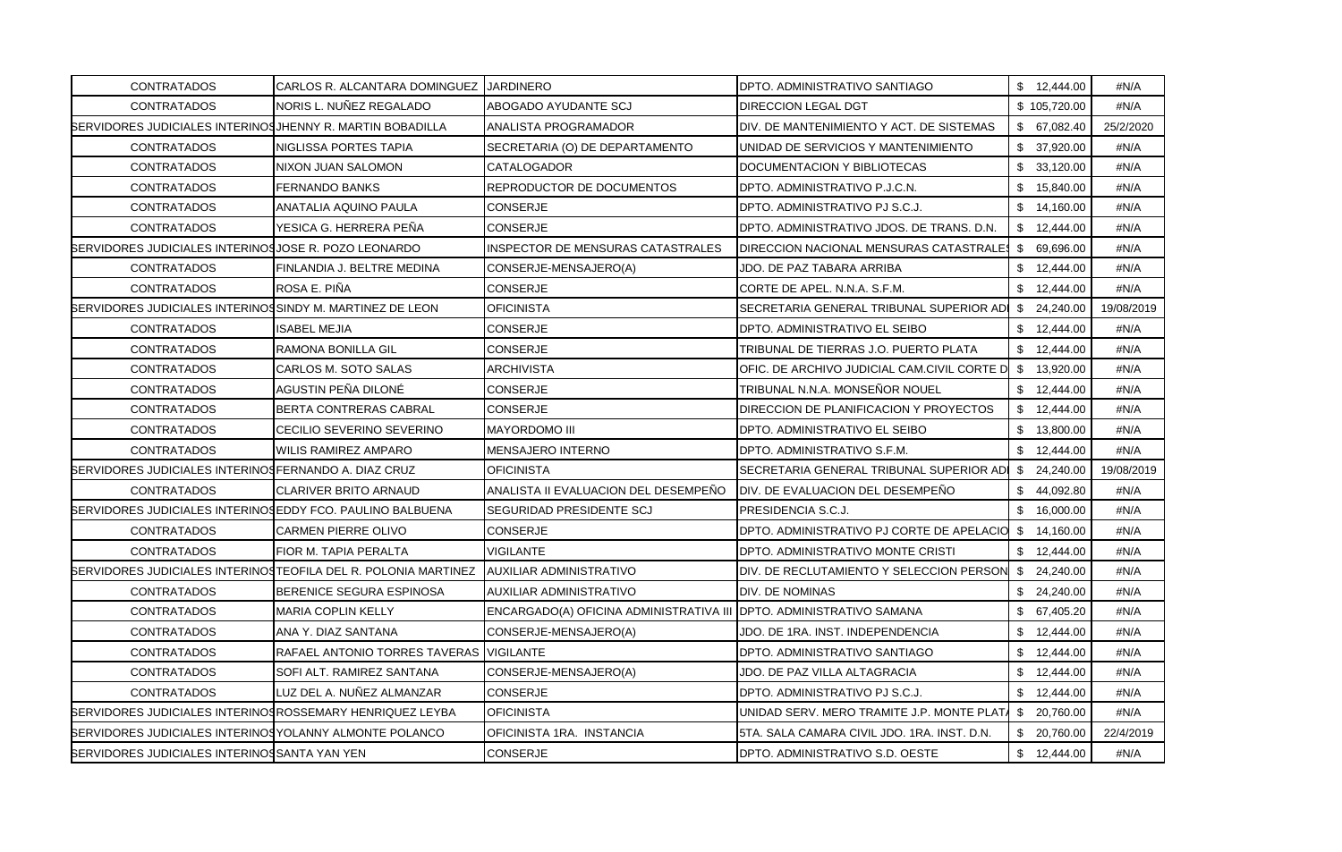| | | | | | |
|---|---|---|---|---|---|
| CONTRATADOS | CARLOS R. ALCANTARA DOMINGUEZ | JARDINERO | DPTO. ADMINISTRATIVO SANTIAGO | $ 12,444.00 | #N/A |
| CONTRATADOS | NORIS L. NUÑEZ REGALADO | ABOGADO AYUDANTE SCJ | DIRECCION LEGAL DGT | $ 105,720.00 | #N/A |
| SERVIDORES JUDICIALES INTERINOS | JHENNY R. MARTIN BOBADILLA | ANALISTA PROGRAMADOR | DIV. DE MANTENIMIENTO Y ACT. DE SISTEMAS | $ 67,082.40 | 25/2/2020 |
| CONTRATADOS | NIGLISSA PORTES TAPIA | SECRETARIA (O) DE DEPARTAMENTO | UNIDAD DE SERVICIOS Y MANTENIMIENTO | $ 37,920.00 | #N/A |
| CONTRATADOS | NIXON JUAN SALOMON | CATALOGADOR | DOCUMENTACION Y BIBLIOTECAS | $ 33,120.00 | #N/A |
| CONTRATADOS | FERNANDO BANKS | REPRODUCTOR DE DOCUMENTOS | DPTO. ADMINISTRATIVO P.J.C.N. | $ 15,840.00 | #N/A |
| CONTRATADOS | ANATALIA AQUINO PAULA | CONSERJE | DPTO. ADMINISTRATIVO PJ S.C.J. | $ 14,160.00 | #N/A |
| CONTRATADOS | YESICA G. HERRERA PEÑA | CONSERJE | DPTO. ADMINISTRATIVO JDOS. DE TRANS. D.N. | $ 12,444.00 | #N/A |
| SERVIDORES JUDICIALES INTERINOS | JOSE R. POZO LEONARDO | INSPECTOR DE MENSURAS CATASTRALES | DIRECCION NACIONAL MENSURAS CATASTRALES | $ 69,696.00 | #N/A |
| CONTRATADOS | FINLANDIA J. BELTRE MEDINA | CONSERJE-MENSAJERO(A) | JDO. DE PAZ TABARA ARRIBA | $ 12,444.00 | #N/A |
| CONTRATADOS | ROSA E. PIÑA | CONSERJE | CORTE DE APEL. N.N.A. S.F.M. | $ 12,444.00 | #N/A |
| SERVIDORES JUDICIALES INTERINOS | SINDY M. MARTINEZ DE LEON | OFICINISTA | SECRETARIA GENERAL TRIBUNAL SUPERIOR ADI | $ 24,240.00 | 19/08/2019 |
| CONTRATADOS | ISABEL MEJIA | CONSERJE | DPTO. ADMINISTRATIVO EL SEIBO | $ 12,444.00 | #N/A |
| CONTRATADOS | RAMONA BONILLA GIL | CONSERJE | TRIBUNAL DE TIERRAS J.O. PUERTO PLATA | $ 12,444.00 | #N/A |
| CONTRATADOS | CARLOS M. SOTO SALAS | ARCHIVISTA | OFIC. DE ARCHIVO JUDICIAL CAM.CIVIL CORTE D | $ 13,920.00 | #N/A |
| CONTRATADOS | AGUSTIN PEÑA DILONÉ | CONSERJE | TRIBUNAL N.N.A. MONSEÑOR NOUEL | $ 12,444.00 | #N/A |
| CONTRATADOS | BERTA CONTRERAS CABRAL | CONSERJE | DIRECCION DE PLANIFICACION Y PROYECTOS | $ 12,444.00 | #N/A |
| CONTRATADOS | CECILIO SEVERINO SEVERINO | MAYORDOMO III | DPTO. ADMINISTRATIVO EL SEIBO | $ 13,800.00 | #N/A |
| CONTRATADOS | WILIS RAMIREZ AMPARO | MENSAJERO INTERNO | DPTO. ADMINISTRATIVO S.F.M. | $ 12,444.00 | #N/A |
| SERVIDORES JUDICIALES INTERINOS | FERNANDO A. DIAZ CRUZ | OFICINISTA | SECRETARIA GENERAL TRIBUNAL SUPERIOR ADI | $ 24,240.00 | 19/08/2019 |
| CONTRATADOS | CLARIVER BRITO ARNAUD | ANALISTA II EVALUACION DEL DESEMPEÑO | DIV. DE EVALUACION DEL DESEMPEÑO | $ 44,092.80 | #N/A |
| SERVIDORES JUDICIALES INTERINOS | EDDY FCO. PAULINO BALBUENA | SEGURIDAD PRESIDENTE SCJ | PRESIDENCIA S.C.J. | $ 16,000.00 | #N/A |
| CONTRATADOS | CARMEN PIERRE OLIVO | CONSERJE | DPTO. ADMINISTRATIVO PJ CORTE DE APELACIO | $ 14,160.00 | #N/A |
| CONTRATADOS | FIOR M. TAPIA PERALTA | VIGILANTE | DPTO. ADMINISTRATIVO MONTE CRISTI | $ 12,444.00 | #N/A |
| SERVIDORES JUDICIALES INTERINOS | TEOFILA DEL R. POLONIA MARTINEZ | AUXILIAR ADMINISTRATIVO | DIV. DE RECLUTAMIENTO Y SELECCION PERSON | $ 24,240.00 | #N/A |
| CONTRATADOS | BERENICE SEGURA ESPINOSA | AUXILIAR ADMINISTRATIVO | DIV. DE NOMINAS | $ 24,240.00 | #N/A |
| CONTRATADOS | MARIA COPLIN KELLY | ENCARGADO(A) OFICINA ADMINISTRATIVA III | DPTO. ADMINISTRATIVO SAMANA | $ 67,405.20 | #N/A |
| CONTRATADOS | ANA Y. DIAZ SANTANA | CONSERJE-MENSAJERO(A) | JDO. DE 1RA. INST. INDEPENDENCIA | $ 12,444.00 | #N/A |
| CONTRATADOS | RAFAEL ANTONIO TORRES TAVERAS | VIGILANTE | DPTO. ADMINISTRATIVO SANTIAGO | $ 12,444.00 | #N/A |
| CONTRATADOS | SOFI ALT. RAMIREZ SANTANA | CONSERJE-MENSAJERO(A) | JDO. DE PAZ VILLA ALTAGRACIA | $ 12,444.00 | #N/A |
| CONTRATADOS | LUZ DEL A. NUÑEZ ALMANZAR | CONSERJE | DPTO. ADMINISTRATIVO PJ S.C.J. | $ 12,444.00 | #N/A |
| SERVIDORES JUDICIALES INTERINOS | ROSSEMARY HENRIQUEZ LEYBA | OFICINISTA | UNIDAD SERV. MERO TRAMITE J.P. MONTE PLATA | $ 20,760.00 | #N/A |
| SERVIDORES JUDICIALES INTERINOS | YOLANNY ALMONTE POLANCO | OFICINISTA 1RA. INSTANCIA | 5TA. SALA CAMARA CIVIL JDO. 1RA. INST. D.N. | $ 20,760.00 | 22/4/2019 |
| SERVIDORES JUDICIALES INTERINOS | SANTA YAN YEN | CONSERJE | DPTO. ADMINISTRATIVO S.D. OESTE | $ 12,444.00 | #N/A |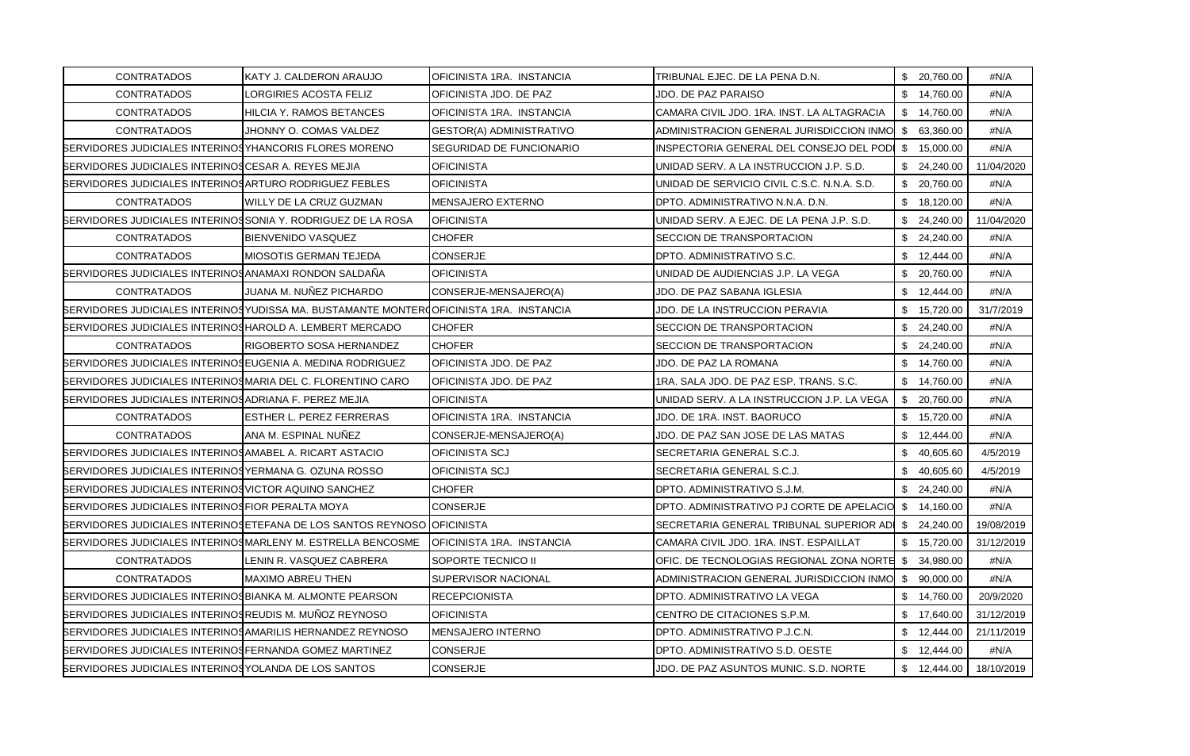| | | | | | |
|---|---|---|---|---|---|
| CONTRATADOS | KATY J. CALDERON ARAUJO | OFICINISTA 1RA. INSTANCIA | TRIBUNAL EJEC. DE LA PENA D.N. | $ 20,760.00 | #N/A |
| CONTRATADOS | LORGIRIES ACOSTA FELIZ | OFICINISTA JDO. DE PAZ | JDO. DE PAZ PARAISO | $ 14,760.00 | #N/A |
| CONTRATADOS | HILCIA Y. RAMOS BETANCES | OFICINISTA 1RA. INSTANCIA | CAMARA CIVIL JDO. 1RA. INST. LA ALTAGRACIA | $ 14,760.00 | #N/A |
| CONTRATADOS | JHONNY O. COMAS VALDEZ | GESTOR(A) ADMINISTRATIVO | ADMINISTRACION GENERAL JURISDICCION INMO | $ 63,360.00 | #N/A |
| SERVIDORES JUDICIALES INTERINOS | YHANCORIS FLORES MORENO | SEGURIDAD DE FUNCIONARIO | INSPECTORIA GENERAL DEL CONSEJO DEL PODI | $ 15,000.00 | #N/A |
| SERVIDORES JUDICIALES INTERINOS | CESAR A. REYES MEJIA | OFICINISTA | UNIDAD SERV. A LA INSTRUCCION J.P. S.D. | $ 24,240.00 | 11/04/2020 |
| SERVIDORES JUDICIALES INTERINOS | ARTURO RODRIGUEZ FEBLES | OFICINISTA | UNIDAD DE SERVICIO CIVIL C.S.C. N.N.A. S.D. | $ 20,760.00 | #N/A |
| CONTRATADOS | WILLY DE LA CRUZ GUZMAN | MENSAJERO EXTERNO | DPTO. ADMINISTRATIVO N.N.A. D.N. | $ 18,120.00 | #N/A |
| SERVIDORES JUDICIALES INTERINOS | SONIA Y. RODRIGUEZ DE LA ROSA | OFICINISTA | UNIDAD SERV. A EJEC. DE LA PENA J.P. S.D. | $ 24,240.00 | 11/04/2020 |
| CONTRATADOS | BIENVENIDO VASQUEZ | CHOFER | SECCION DE TRANSPORTACION | $ 24,240.00 | #N/A |
| CONTRATADOS | MIOSOTIS GERMAN TEJEDA | CONSERJE | DPTO. ADMINISTRATIVO S.C. | $ 12,444.00 | #N/A |
| SERVIDORES JUDICIALES INTERINOS | ANAMAXI RONDON SALDAÑA | OFICINISTA | UNIDAD DE AUDIENCIAS J.P. LA VEGA | $ 20,760.00 | #N/A |
| CONTRATADOS | JUANA M. NUÑEZ PICHARDO | CONSERJE-MENSAJERO(A) | JDO. DE PAZ SABANA IGLESIA | $ 12,444.00 | #N/A |
| SERVIDORES JUDICIALES INTERINOS | YUDISSA MA. BUSTAMANTE MONTERO | OFICINISTA 1RA. INSTANCIA | JDO. DE LA INSTRUCCION PERAVIA | $ 15,720.00 | 31/7/2019 |
| SERVIDORES JUDICIALES INTERINOS | HAROLD A. LEMBERT MERCADO | CHOFER | SECCION DE TRANSPORTACION | $ 24,240.00 | #N/A |
| CONTRATADOS | RIGOBERTO SOSA HERNANDEZ | CHOFER | SECCION DE TRANSPORTACION | $ 24,240.00 | #N/A |
| SERVIDORES JUDICIALES INTERINOS | EUGENIA A. MEDINA RODRIGUEZ | OFICINISTA JDO. DE PAZ | JDO. DE PAZ LA ROMANA | $ 14,760.00 | #N/A |
| SERVIDORES JUDICIALES INTERINOS | MARIA DEL C. FLORENTINO CARO | OFICINISTA JDO. DE PAZ | 1RA. SALA JDO. DE PAZ ESP. TRANS. S.C. | $ 14,760.00 | #N/A |
| SERVIDORES JUDICIALES INTERINOS | ADRIANA F. PEREZ MEJIA | OFICINISTA | UNIDAD SERV. A LA INSTRUCCION J.P. LA VEGA | $ 20,760.00 | #N/A |
| CONTRATADOS | ESTHER L. PEREZ FERRERAS | OFICINISTA 1RA. INSTANCIA | JDO. DE 1RA. INST. BAORUCO | $ 15,720.00 | #N/A |
| CONTRATADOS | ANA M. ESPINAL NUÑEZ | CONSERJE-MENSAJERO(A) | JDO. DE PAZ SAN JOSE DE LAS MATAS | $ 12,444.00 | #N/A |
| SERVIDORES JUDICIALES INTERINOS | AMABEL A. RICART ASTACIO | OFICINISTA SCJ | SECRETARIA GENERAL S.C.J. | $ 40,605.60 | 4/5/2019 |
| SERVIDORES JUDICIALES INTERINOS | YERMANA G. OZUNA ROSSO | OFICINISTA SCJ | SECRETARIA GENERAL S.C.J. | $ 40,605.60 | 4/5/2019 |
| SERVIDORES JUDICIALES INTERINOS | VICTOR AQUINO SANCHEZ | CHOFER | DPTO. ADMINISTRATIVO S.J.M. | $ 24,240.00 | #N/A |
| SERVIDORES JUDICIALES INTERINOS | FIOR PERALTA MOYA | CONSERJE | DPTO. ADMINISTRATIVO PJ CORTE DE APELACIO | $ 14,160.00 | #N/A |
| SERVIDORES JUDICIALES INTERINOS | ETEFANA DE LOS SANTOS REYNOSO | OFICINISTA | SECRETARIA GENERAL TRIBUNAL SUPERIOR ADI | $ 24,240.00 | 19/08/2019 |
| SERVIDORES JUDICIALES INTERINOS | MARLENY M. ESTRELLA BENCOSME | OFICINISTA 1RA. INSTANCIA | CAMARA CIVIL JDO. 1RA. INST. ESPAILLAT | $ 15,720.00 | 31/12/2019 |
| CONTRATADOS | LENIN R. VASQUEZ CABRERA | SOPORTE TECNICO II | OFIC. DE TECNOLOGIAS REGIONAL ZONA NORTE | $ 34,980.00 | #N/A |
| CONTRATADOS | MAXIMO ABREU THEN | SUPERVISOR NACIONAL | ADMINISTRACION GENERAL JURISDICCION INMO | $ 90,000.00 | #N/A |
| SERVIDORES JUDICIALES INTERINOS | BIANKA M. ALMONTE PEARSON | RECEPCIONISTA | DPTO. ADMINISTRATIVO LA VEGA | $ 14,760.00 | 20/9/2020 |
| SERVIDORES JUDICIALES INTERINOS | REUDIS M. MUÑOZ REYNOSO | OFICINISTA | CENTRO DE CITACIONES S.P.M. | $ 17,640.00 | 31/12/2019 |
| SERVIDORES JUDICIALES INTERINOS | AMARILIS HERNANDEZ REYNOSO | MENSAJERO INTERNO | DPTO. ADMINISTRATIVO P.J.C.N. | $ 12,444.00 | 21/11/2019 |
| SERVIDORES JUDICIALES INTERINOS | FERNANDA GOMEZ MARTINEZ | CONSERJE | DPTO. ADMINISTRATIVO S.D. OESTE | $ 12,444.00 | #N/A |
| SERVIDORES JUDICIALES INTERINOS | YOLANDA DE LOS SANTOS | CONSERJE | JDO. DE PAZ ASUNTOS MUNIC. S.D. NORTE | $ 12,444.00 | 18/10/2019 |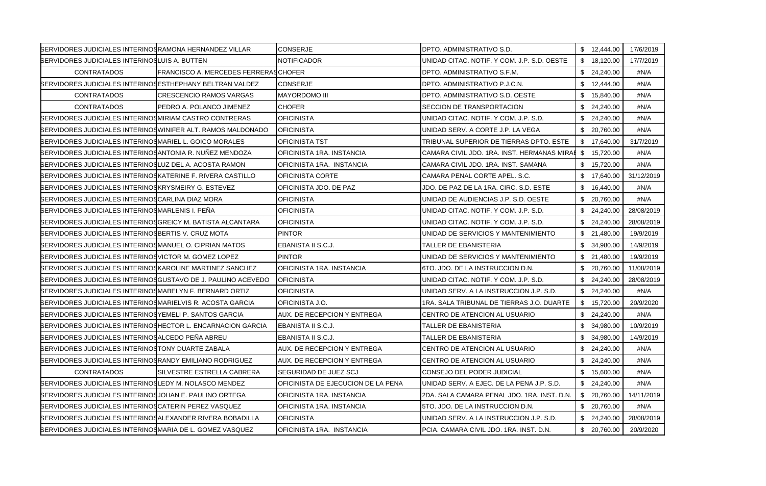| | | | | | |
|---|---|---|---|---|---|
| SERVIDORES JUDICIALES INTERINOS | RAMONA HERNANDEZ VILLAR | CONSERJE | DPTO. ADMINISTRATIVO S.D. | $ 12,444.00 | 17/6/2019 |
| SERVIDORES JUDICIALES INTERINOS | LUIS A. BUTTEN | NOTIFICADOR | UNIDAD CITAC. NOTIF. Y COM. J.P. S.D. OESTE | $ 18,120.00 | 17/7/2019 |
| CONTRATADOS | FRANCISCO A. MERCEDES FERRERAS | CHOFER | DPTO. ADMINISTRATIVO S.F.M. | $ 24,240.00 | #N/A |
| SERVIDORES JUDICIALES INTERINOS | ESTHEPHANY BELTRAN VALDEZ | CONSERJE | DPTO. ADMINISTRATIVO P.J.C.N. | $ 12,444.00 | #N/A |
| CONTRATADOS | CRESCENCIO RAMOS VARGAS | MAYORDOMO III | DPTO. ADMINISTRATIVO S.D. OESTE | $ 15,840.00 | #N/A |
| CONTRATADOS | PEDRO A. POLANCO JIMENEZ | CHOFER | SECCION DE TRANSPORTACION | $ 24,240.00 | #N/A |
| SERVIDORES JUDICIALES INTERINOS | MIRIAM CASTRO CONTRERAS | OFICINISTA | UNIDAD CITAC. NOTIF. Y COM. J.P. S.D. | $ 24,240.00 | #N/A |
| SERVIDORES JUDICIALES INTERINOS | WINIFER ALT. RAMOS MALDONADO | OFICINISTA | UNIDAD SERV. A CORTE J.P. LA VEGA | $ 20,760.00 | #N/A |
| SERVIDORES JUDICIALES INTERINOS | MARIEL L. GOICO MORALES | OFICINISTA TST | TRIBUNAL SUPERIOR DE TIERRAS DPTO. ESTE | $ 17,640.00 | 31/7/2019 |
| SERVIDORES JUDICIALES INTERINOS | ANTONIA R. NUÑEZ MENDOZA | OFICINISTA 1RA. INSTANCIA | CAMARA CIVIL JDO. 1RA. INST. HERMANAS MIRAB | $ 15,720.00 | #N/A |
| SERVIDORES JUDICIALES INTERINOS | LUZ DEL A. ACOSTA RAMON | OFICINISTA 1RA. INSTANCIA | CAMARA CIVIL JDO. 1RA. INST. SAMANA | $ 15,720.00 | #N/A |
| SERVIDORES JUDICIALES INTERINOS | KATERINE F. RIVERA CASTILLO | OFICINISTA CORTE | CAMARA PENAL CORTE APEL. S.C. | $ 17,640.00 | 31/12/2019 |
| SERVIDORES JUDICIALES INTERINOS | KRYSMEIRY G. ESTEVEZ | OFICINISTA JDO. DE PAZ | JDO. DE PAZ DE LA 1RA. CIRC. S.D. ESTE | $ 16,440.00 | #N/A |
| SERVIDORES JUDICIALES INTERINOS | CARLINA DIAZ MORA | OFICINISTA | UNIDAD DE AUDIENCIAS J.P. S.D. OESTE | $ 20,760.00 | #N/A |
| SERVIDORES JUDICIALES INTERINOS | MARLENIS I. PEÑA | OFICINISTA | UNIDAD CITAC. NOTIF. Y COM. J.P. S.D. | $ 24,240.00 | 28/08/2019 |
| SERVIDORES JUDICIALES INTERINOS | GREICY M. BATISTA ALCANTARA | OFICINISTA | UNIDAD CITAC. NOTIF. Y COM. J.P. S.D. | $ 24,240.00 | 28/08/2019 |
| SERVIDORES JUDICIALES INTERINOS | BERTIS V. CRUZ MOTA | PINTOR | UNIDAD DE SERVICIOS Y MANTENIMIENTO | $ 21,480.00 | 19/9/2019 |
| SERVIDORES JUDICIALES INTERINOS | MANUEL O. CIPRIAN MATOS | EBANISTA II S.C.J. | TALLER DE EBANISTERIA | $ 34,980.00 | 14/9/2019 |
| SERVIDORES JUDICIALES INTERINOS | VICTOR M. GOMEZ LOPEZ | PINTOR | UNIDAD DE SERVICIOS Y MANTENIMIENTO | $ 21,480.00 | 19/9/2019 |
| SERVIDORES JUDICIALES INTERINOS | KAROLINE MARTINEZ SANCHEZ | OFICINISTA 1RA. INSTANCIA | 6TO. JDO. DE LA INSTRUCCION D.N. | $ 20,760.00 | 11/08/2019 |
| SERVIDORES JUDICIALES INTERINOS | GUSTAVO DE J. PAULINO ACEVEDO | OFICINISTA | UNIDAD CITAC. NOTIF. Y COM. J.P. S.D. | $ 24,240.00 | 28/08/2019 |
| SERVIDORES JUDICIALES INTERINOS | MABELYN F. BERNARD ORTIZ | OFICINISTA | UNIDAD SERV. A LA INSTRUCCION J.P. S.D. | $ 24,240.00 | #N/A |
| SERVIDORES JUDICIALES INTERINOS | MARIELVIS R. ACOSTA GARCIA | OFICINISTA J.O. | 1RA. SALA TRIBUNAL DE TIERRAS J.O. DUARTE | $ 15,720.00 | 20/9/2020 |
| SERVIDORES JUDICIALES INTERINOS | YEMELI P. SANTOS GARCIA | AUX. DE RECEPCION Y ENTREGA | CENTRO DE ATENCION AL USUARIO | $ 24,240.00 | #N/A |
| SERVIDORES JUDICIALES INTERINOS | HECTOR L. ENCARNACION GARCIA | EBANISTA II S.C.J. | TALLER DE EBANISTERIA | $ 34,980.00 | 10/9/2019 |
| SERVIDORES JUDICIALES INTERINOS | ALCEDO PEÑA ABREU | EBANISTA II S.C.J. | TALLER DE EBANISTERIA | $ 34,980.00 | 14/9/2019 |
| SERVIDORES JUDICIALES INTERINOS | TONY DUARTE ZABALA | AUX. DE RECEPCION Y ENTREGA | CENTRO DE ATENCION AL USUARIO | $ 24,240.00 | #N/A |
| SERVIDORES JUDICIALES INTERINOS | RANDY EMILIANO RODRIGUEZ | AUX. DE RECEPCION Y ENTREGA | CENTRO DE ATENCION AL USUARIO | $ 24,240.00 | #N/A |
| CONTRATADOS | SILVESTRE ESTRELLA CABRERA | SEGURIDAD DE JUEZ SCJ | CONSEJO DEL PODER JUDICIAL | $ 15,600.00 | #N/A |
| SERVIDORES JUDICIALES INTERINOS | LEDY M. NOLASCO MENDEZ | OFICINISTA DE EJECUCION DE LA PENA | UNIDAD SERV. A EJEC. DE LA PENA J.P. S.D. | $ 24,240.00 | #N/A |
| SERVIDORES JUDICIALES INTERINOS | JOHAN E. PAULINO ORTEGA | OFICINISTA 1RA. INSTANCIA | 2DA. SALA CAMARA PENAL JDO. 1RA. INST. D.N. | $ 20,760.00 | 14/11/2019 |
| SERVIDORES JUDICIALES INTERINOS | CATERIN PEREZ VASQUEZ | OFICINISTA 1RA. INSTANCIA | 5TO. JDO. DE LA INSTRUCCION D.N. | $ 20,760.00 | #N/A |
| SERVIDORES JUDICIALES INTERINOS | ALEXANDER RIVERA BOBADILLA | OFICINISTA | UNIDAD SERV. A LA INSTRUCCION J.P. S.D. | $ 24,240.00 | 28/08/2019 |
| SERVIDORES JUDICIALES INTERINOS | MARIA DE L. GOMEZ VASQUEZ | OFICINISTA 1RA. INSTANCIA | PCIA. CAMARA CIVIL JDO. 1RA. INST. D.N. | $ 20,760.00 | 20/9/2020 |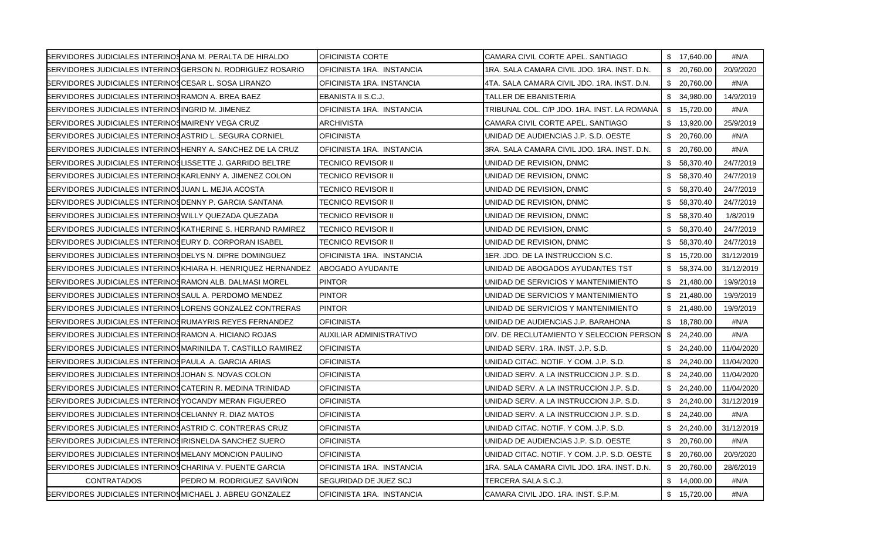| | | | | | |
|---|---|---|---|---|---|
| SERVIDORES JUDICIALES INTERINOS | ANA M. PERALTA DE HIRALDO | OFICINISTA CORTE | CAMARA CIVIL CORTE APEL. SANTIAGO | $ 17,640.00 | #N/A |
| SERVIDORES JUDICIALES INTERINOS | GERSON N. RODRIGUEZ ROSARIO | OFICINISTA 1RA. INSTANCIA | 1RA. SALA CAMARA CIVIL JDO. 1RA. INST. D.N. | $ 20,760.00 | 20/9/2020 |
| SERVIDORES JUDICIALES INTERINOS | CESAR L. SOSA LIRANZO | OFICINISTA 1RA. INSTANCIA | 4TA. SALA CAMARA CIVIL JDO. 1RA. INST. D.N. | $ 20,760.00 | #N/A |
| SERVIDORES JUDICIALES INTERINOS | RAMON A. BREA BAEZ | EBANISTA II S.C.J. | TALLER DE EBANISTERIA | $ 34,980.00 | 14/9/2019 |
| SERVIDORES JUDICIALES INTERINOS | INGRID M. JIMENEZ | OFICINISTA 1RA. INSTANCIA | TRIBUNAL COL. C/P JDO. 1RA. INST. LA ROMANA | $ 15,720.00 | #N/A |
| SERVIDORES JUDICIALES INTERINOS | MAIRENY VEGA CRUZ | ARCHIVISTA | CAMARA CIVIL CORTE APEL. SANTIAGO | $ 13,920.00 | 25/9/2019 |
| SERVIDORES JUDICIALES INTERINOS | ASTRID L. SEGURA CORNIEL | OFICINISTA | UNIDAD DE AUDIENCIAS J.P. S.D. OESTE | $ 20,760.00 | #N/A |
| SERVIDORES JUDICIALES INTERINOS | HENRY A. SANCHEZ DE LA CRUZ | OFICINISTA 1RA. INSTANCIA | 3RA. SALA CAMARA CIVIL JDO. 1RA. INST. D.N. | $ 20,760.00 | #N/A |
| SERVIDORES JUDICIALES INTERINOS | LISSETTE J. GARRIDO BELTRE | TECNICO REVISOR II | UNIDAD DE REVISION, DNMC | $ 58,370.40 | 24/7/2019 |
| SERVIDORES JUDICIALES INTERINOS | KARLENNY A. JIMENEZ COLON | TECNICO REVISOR II | UNIDAD DE REVISION, DNMC | $ 58,370.40 | 24/7/2019 |
| SERVIDORES JUDICIALES INTERINOS | JUAN L. MEJIA ACOSTA | TECNICO REVISOR II | UNIDAD DE REVISION, DNMC | $ 58,370.40 | 24/7/2019 |
| SERVIDORES JUDICIALES INTERINOS | DENNY P. GARCIA SANTANA | TECNICO REVISOR II | UNIDAD DE REVISION, DNMC | $ 58,370.40 | 24/7/2019 |
| SERVIDORES JUDICIALES INTERINOS | WILLY QUEZADA QUEZADA | TECNICO REVISOR II | UNIDAD DE REVISION, DNMC | $ 58,370.40 | 1/8/2019 |
| SERVIDORES JUDICIALES INTERINOS | KATHERINE S. HERRAND RAMIREZ | TECNICO REVISOR II | UNIDAD DE REVISION, DNMC | $ 58,370.40 | 24/7/2019 |
| SERVIDORES JUDICIALES INTERINOS | EURY D. CORPORAN ISABEL | TECNICO REVISOR II | UNIDAD DE REVISION, DNMC | $ 58,370.40 | 24/7/2019 |
| SERVIDORES JUDICIALES INTERINOS | DELYS N. DIPRE DOMINGUEZ | OFICINISTA 1RA. INSTANCIA | 1ER. JDO. DE LA INSTRUCCION S.C. | $ 15,720.00 | 31/12/2019 |
| SERVIDORES JUDICIALES INTERINOS | KHIARA H. HENRIQUEZ HERNANDEZ | ABOGADO AYUDANTE | UNIDAD DE ABOGADOS AYUDANTES TST | $ 58,374.00 | 31/12/2019 |
| SERVIDORES JUDICIALES INTERINOS | RAMON ALB. DALMASI MOREL | PINTOR | UNIDAD DE SERVICIOS Y MANTENIMIENTO | $ 21,480.00 | 19/9/2019 |
| SERVIDORES JUDICIALES INTERINOS | SAUL A. PERDOMO MENDEZ | PINTOR | UNIDAD DE SERVICIOS Y MANTENIMIENTO | $ 21,480.00 | 19/9/2019 |
| SERVIDORES JUDICIALES INTERINOS | LORENS GONZALEZ CONTRERAS | PINTOR | UNIDAD DE SERVICIOS Y MANTENIMIENTO | $ 21,480.00 | 19/9/2019 |
| SERVIDORES JUDICIALES INTERINOS | RUMAYRIS REYES FERNANDEZ | OFICINISTA | UNIDAD DE AUDIENCIAS J.P. BARAHONA | $ 18,780.00 | #N/A |
| SERVIDORES JUDICIALES INTERINOS | RAMON A. HICIANO ROJAS | AUXILIAR ADMINISTRATIVO | DIV. DE RECLUTAMIENTO Y SELECCION PERSON | $ 24,240.00 | #N/A |
| SERVIDORES JUDICIALES INTERINOS | MARINILDA T. CASTILLO RAMIREZ | OFICINISTA | UNIDAD SERV. 1RA. INST. J.P. S.D. | $ 24,240.00 | 11/04/2020 |
| SERVIDORES JUDICIALES INTERINOS | PAULA A. GARCIA ARIAS | OFICINISTA | UNIDAD CITAC. NOTIF. Y COM. J.P. S.D. | $ 24,240.00 | 11/04/2020 |
| SERVIDORES JUDICIALES INTERINOS | JOHAN S. NOVAS COLON | OFICINISTA | UNIDAD SERV. A LA INSTRUCCION J.P. S.D. | $ 24,240.00 | 11/04/2020 |
| SERVIDORES JUDICIALES INTERINOS | CATERIN R. MEDINA TRINIDAD | OFICINISTA | UNIDAD SERV. A LA INSTRUCCION J.P. S.D. | $ 24,240.00 | 11/04/2020 |
| SERVIDORES JUDICIALES INTERINOS | YOCANDY MERAN FIGUEREO | OFICINISTA | UNIDAD SERV. A LA INSTRUCCION J.P. S.D. | $ 24,240.00 | 31/12/2019 |
| SERVIDORES JUDICIALES INTERINOS | CELIANNY R. DIAZ MATOS | OFICINISTA | UNIDAD SERV. A LA INSTRUCCION J.P. S.D. | $ 24,240.00 | #N/A |
| SERVIDORES JUDICIALES INTERINOS | ASTRID C. CONTRERAS CRUZ | OFICINISTA | UNIDAD CITAC. NOTIF. Y COM. J.P. S.D. | $ 24,240.00 | 31/12/2019 |
| SERVIDORES JUDICIALES INTERINOS | IRISNELDA SANCHEZ SUERO | OFICINISTA | UNIDAD DE AUDIENCIAS J.P. S.D. OESTE | $ 20,760.00 | #N/A |
| SERVIDORES JUDICIALES INTERINOS | MELANY MONCION PAULINO | OFICINISTA | UNIDAD CITAC. NOTIF. Y COM. J.P. S.D. OESTE | $ 20,760.00 | 20/9/2020 |
| SERVIDORES JUDICIALES INTERINOS | CHARINA V. PUENTE GARCIA | OFICINISTA 1RA. INSTANCIA | 1RA. SALA CAMARA CIVIL JDO. 1RA. INST. D.N. | $ 20,760.00 | 28/6/2019 |
| CONTRATADOS | PEDRO M. RODRIGUEZ SAVIÑON | SEGURIDAD DE JUEZ SCJ | TERCERA SALA S.C.J. | $ 14,000.00 | #N/A |
| SERVIDORES JUDICIALES INTERINOS | MICHAEL J. ABREU GONZALEZ | OFICINISTA 1RA. INSTANCIA | CAMARA CIVIL JDO. 1RA. INST. S.P.M. | $ 15,720.00 | #N/A |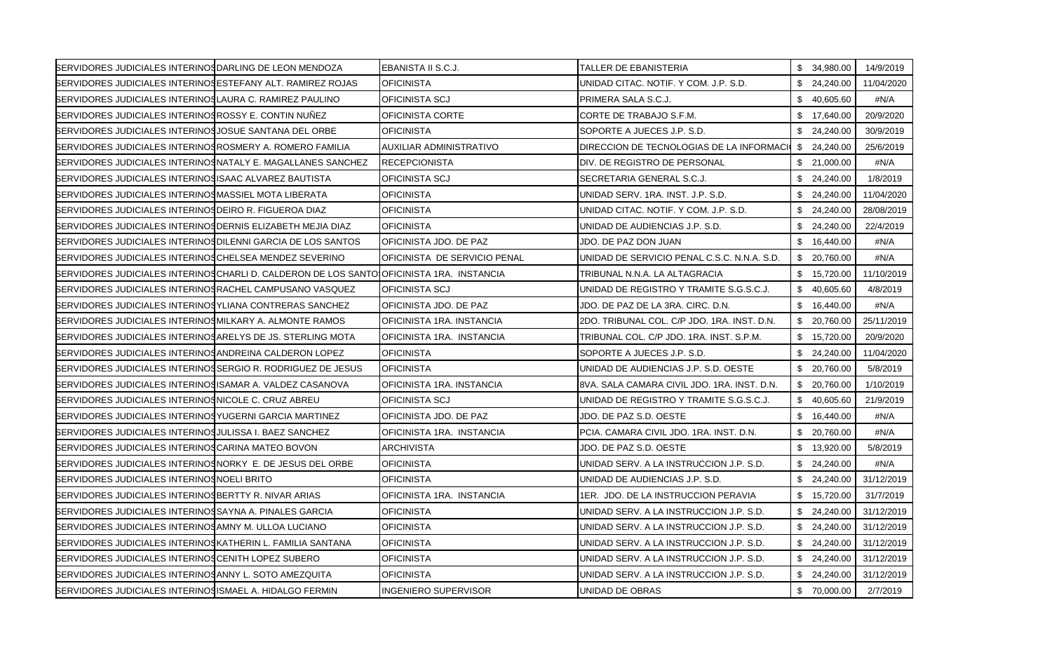| | | | | | |
|---|---|---|---|---|---|
| SERVIDORES JUDICIALES INTERINOS | DARLING DE LEON MENDOZA | EBANISTA II S.C.J. | TALLER DE EBANISTERIA | $ 34,980.00 | 14/9/2019 |
| SERVIDORES JUDICIALES INTERINOS | ESTEFANY ALT. RAMIREZ ROJAS | OFICINISTA | UNIDAD CITAC. NOTIF. Y COM. J.P. S.D. | $ 24,240.00 | 11/04/2020 |
| SERVIDORES JUDICIALES INTERINOS | LAURA C. RAMIREZ PAULINO | OFICINISTA SCJ | PRIMERA SALA S.C.J. | $ 40,605.60 | #N/A |
| SERVIDORES JUDICIALES INTERINOS | ROSSY E. CONTIN NUÑEZ | OFICINISTA CORTE | CORTE DE TRABAJO S.F.M. | $ 17,640.00 | 20/9/2020 |
| SERVIDORES JUDICIALES INTERINOS | JOSUE SANTANA DEL ORBE | OFICINISTA | SOPORTE A JUECES J.P. S.D. | $ 24,240.00 | 30/9/2019 |
| SERVIDORES JUDICIALES INTERINOS | ROSMERY A. ROMERO FAMILIA | AUXILIAR ADMINISTRATIVO | DIRECCION DE TECNOLOGIAS DE LA INFORMACI | $ 24,240.00 | 25/6/2019 |
| SERVIDORES JUDICIALES INTERINOS | NATALY E. MAGALLANES SANCHEZ | RECEPCIONISTA | DIV. DE REGISTRO DE PERSONAL | $ 21,000.00 | #N/A |
| SERVIDORES JUDICIALES INTERINOS | ISAAC ALVAREZ BAUTISTA | OFICINISTA SCJ | SECRETARIA GENERAL S.C.J. | $ 24,240.00 | 1/8/2019 |
| SERVIDORES JUDICIALES INTERINOS | MASSIEL MOTA LIBERATA | OFICINISTA | UNIDAD SERV. 1RA. INST. J.P. S.D. | $ 24,240.00 | 11/04/2020 |
| SERVIDORES JUDICIALES INTERINOS | DEIRO R. FIGUEROA DIAZ | OFICINISTA | UNIDAD CITAC. NOTIF. Y COM. J.P. S.D. | $ 24,240.00 | 28/08/2019 |
| SERVIDORES JUDICIALES INTERINOS | DERNIS ELIZABETH MEJIA DIAZ | OFICINISTA | UNIDAD DE AUDIENCIAS J.P. S.D. | $ 24,240.00 | 22/4/2019 |
| SERVIDORES JUDICIALES INTERINOS | DILENNI GARCIA DE LOS SANTOS | OFICINISTA JDO. DE PAZ | JDO. DE PAZ DON JUAN | $ 16,440.00 | #N/A |
| SERVIDORES JUDICIALES INTERINOS | CHELSEA MENDEZ SEVERINO | OFICINISTA DE SERVICIO PENAL | UNIDAD DE SERVICIO PENAL C.S.C. N.N.A. S.D. | $ 20,760.00 | #N/A |
| SERVIDORES JUDICIALES INTERINOS | CHARLI D. CALDERON DE LOS SANTOS | OFICINISTA 1RA. INSTANCIA | TRIBUNAL N.N.A. LA ALTAGRACIA | $ 15,720.00 | 11/10/2019 |
| SERVIDORES JUDICIALES INTERINOS | RACHEL CAMPUSANO VASQUEZ | OFICINISTA SCJ | UNIDAD DE REGISTRO Y TRAMITE S.G.S.C.J. | $ 40,605.60 | 4/8/2019 |
| SERVIDORES JUDICIALES INTERINOS | YLIANA CONTRERAS SANCHEZ | OFICINISTA JDO. DE PAZ | JDO. DE PAZ DE LA 3RA. CIRC. D.N. | $ 16,440.00 | #N/A |
| SERVIDORES JUDICIALES INTERINOS | MILKARY A. ALMONTE RAMOS | OFICINISTA 1RA. INSTANCIA | 2DO. TRIBUNAL COL. C/P JDO. 1RA. INST. D.N. | $ 20,760.00 | 25/11/2019 |
| SERVIDORES JUDICIALES INTERINOS | ARELYS DE JS. STERLING MOTA | OFICINISTA 1RA. INSTANCIA | TRIBUNAL COL. C/P JDO. 1RA. INST. S.P.M. | $ 15,720.00 | 20/9/2020 |
| SERVIDORES JUDICIALES INTERINOS | ANDREINA CALDERON LOPEZ | OFICINISTA | SOPORTE A JUECES J.P. S.D. | $ 24,240.00 | 11/04/2020 |
| SERVIDORES JUDICIALES INTERINOS | SERGIO R. RODRIGUEZ DE JESUS | OFICINISTA | UNIDAD DE AUDIENCIAS J.P. S.D. OESTE | $ 20,760.00 | 5/8/2019 |
| SERVIDORES JUDICIALES INTERINOS | ISAMAR A. VALDEZ CASANOVA | OFICINISTA 1RA. INSTANCIA | 8VA. SALA CAMARA CIVIL JDO. 1RA. INST. D.N. | $ 20,760.00 | 1/10/2019 |
| SERVIDORES JUDICIALES INTERINOS | NICOLE C. CRUZ ABREU | OFICINISTA SCJ | UNIDAD DE REGISTRO Y TRAMITE S.G.S.C.J. | $ 40,605.60 | 21/9/2019 |
| SERVIDORES JUDICIALES INTERINOS | YUGERNI GARCIA MARTINEZ | OFICINISTA JDO. DE PAZ | JDO. DE PAZ S.D. OESTE | $ 16,440.00 | #N/A |
| SERVIDORES JUDICIALES INTERINOS | JULISSA I. BAEZ SANCHEZ | OFICINISTA 1RA. INSTANCIA | PCIA. CAMARA CIVIL JDO. 1RA. INST. D.N. | $ 20,760.00 | #N/A |
| SERVIDORES JUDICIALES INTERINOS | CARINA MATEO BOVON | ARCHIVISTA | JDO. DE PAZ S.D. OESTE | $ 13,920.00 | 5/8/2019 |
| SERVIDORES JUDICIALES INTERINOS | NORKY E. DE JESUS DEL ORBE | OFICINISTA | UNIDAD SERV. A LA INSTRUCCION J.P. S.D. | $ 24,240.00 | #N/A |
| SERVIDORES JUDICIALES INTERINOS | NOELI BRITO | OFICINISTA | UNIDAD DE AUDIENCIAS J.P. S.D. | $ 24,240.00 | 31/12/2019 |
| SERVIDORES JUDICIALES INTERINOS | BERTTY R. NIVAR ARIAS | OFICINISTA 1RA. INSTANCIA | 1ER. JDO. DE LA INSTRUCCION PERAVIA | $ 15,720.00 | 31/7/2019 |
| SERVIDORES JUDICIALES INTERINOS | SAYNA A. PINALES GARCIA | OFICINISTA | UNIDAD SERV. A LA INSTRUCCION J.P. S.D. | $ 24,240.00 | 31/12/2019 |
| SERVIDORES JUDICIALES INTERINOS | AMNY M. ULLOA LUCIANO | OFICINISTA | UNIDAD SERV. A LA INSTRUCCION J.P. S.D. | $ 24,240.00 | 31/12/2019 |
| SERVIDORES JUDICIALES INTERINOS | KATHERIN L. FAMILIA SANTANA | OFICINISTA | UNIDAD SERV. A LA INSTRUCCION J.P. S.D. | $ 24,240.00 | 31/12/2019 |
| SERVIDORES JUDICIALES INTERINOS | CENITH LOPEZ SUBERO | OFICINISTA | UNIDAD SERV. A LA INSTRUCCION J.P. S.D. | $ 24,240.00 | 31/12/2019 |
| SERVIDORES JUDICIALES INTERINOS | ANNY L. SOTO AMEZQUITA | OFICINISTA | UNIDAD SERV. A LA INSTRUCCION J.P. S.D. | $ 24,240.00 | 31/12/2019 |
| SERVIDORES JUDICIALES INTERINOS | ISMAEL A. HIDALGO FERMIN | INGENIERO SUPERVISOR | UNIDAD DE OBRAS | $ 70,000.00 | 2/7/2019 |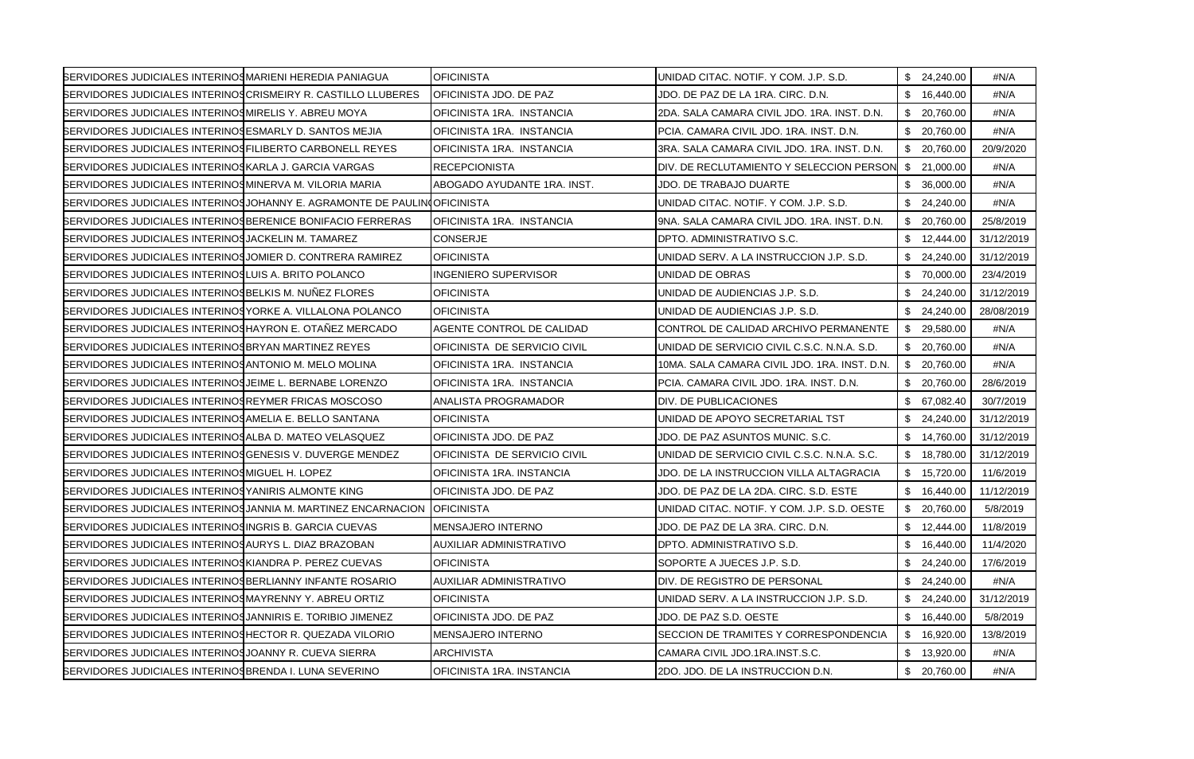| | | | | | |
|---|---|---|---|---|---|
| SERVIDORES JUDICIALES INTERINOS | MARIENI HEREDIA PANIAGUA | OFICINISTA | UNIDAD CITAC. NOTIF. Y COM. J.P. S.D. | $ 24,240.00 | #N/A |
| SERVIDORES JUDICIALES INTERINOS | CRISMEIRY R. CASTILLO LLUBERES | OFICINISTA JDO. DE PAZ | JDO. DE PAZ DE LA 1RA. CIRC. D.N. | $ 16,440.00 | #N/A |
| SERVIDORES JUDICIALES INTERINOS | MIRELIS Y. ABREU MOYA | OFICINISTA 1RA. INSTANCIA | 2DA. SALA CAMARA CIVIL JDO. 1RA. INST. D.N. | $ 20,760.00 | #N/A |
| SERVIDORES JUDICIALES INTERINOS | ESMARLY D. SANTOS MEJIA | OFICINISTA 1RA. INSTANCIA | PCIA. CAMARA CIVIL JDO. 1RA. INST. D.N. | $ 20,760.00 | #N/A |
| SERVIDORES JUDICIALES INTERINOS | FILIBERTO CARBONELL REYES | OFICINISTA 1RA. INSTANCIA | 3RA. SALA CAMARA CIVIL JDO. 1RA. INST. D.N. | $ 20,760.00 | 20/9/2020 |
| SERVIDORES JUDICIALES INTERINOS | KARLA J. GARCIA VARGAS | RECEPCIONISTA | DIV. DE RECLUTAMIENTO Y SELECCION PERSON | $ 21,000.00 | #N/A |
| SERVIDORES JUDICIALES INTERINOS | MINERVA M. VILORIA MARIA | ABOGADO AYUDANTE 1RA. INST. | JDO. DE TRABAJO DUARTE | $ 36,000.00 | #N/A |
| SERVIDORES JUDICIALES INTERINOS | JOHANNY E. AGRAMONTE DE PAULIN | OFICINISTA | UNIDAD CITAC. NOTIF. Y COM. J.P. S.D. | $ 24,240.00 | #N/A |
| SERVIDORES JUDICIALES INTERINOS | BERENICE BONIFACIO FERRERAS | OFICINISTA 1RA. INSTANCIA | 9NA. SALA CAMARA CIVIL JDO. 1RA. INST. D.N. | $ 20,760.00 | 25/8/2019 |
| SERVIDORES JUDICIALES INTERINOS | JACKELIN M. TAMAREZ | CONSERJE | DPTO. ADMINISTRATIVO S.C. | $ 12,444.00 | 31/12/2019 |
| SERVIDORES JUDICIALES INTERINOS | JOMIER D. CONTRERA RAMIREZ | OFICINISTA | UNIDAD SERV. A LA INSTRUCCION J.P. S.D. | $ 24,240.00 | 31/12/2019 |
| SERVIDORES JUDICIALES INTERINOS | LUIS A. BRITO POLANCO | INGENIERO SUPERVISOR | UNIDAD DE OBRAS | $ 70,000.00 | 23/4/2019 |
| SERVIDORES JUDICIALES INTERINOS | BELKIS M. NUÑEZ FLORES | OFICINISTA | UNIDAD DE AUDIENCIAS J.P. S.D. | $ 24,240.00 | 31/12/2019 |
| SERVIDORES JUDICIALES INTERINOS | YORKE A. VILLALONA POLANCO | OFICINISTA | UNIDAD DE AUDIENCIAS J.P. S.D. | $ 24,240.00 | 28/08/2019 |
| SERVIDORES JUDICIALES INTERINOS | HAYRON E. OTAÑEZ MERCADO | AGENTE CONTROL DE CALIDAD | CONTROL DE CALIDAD ARCHIVO PERMANENTE | $ 29,580.00 | #N/A |
| SERVIDORES JUDICIALES INTERINOS | BRYAN MARTINEZ REYES | OFICINISTA DE SERVICIO CIVIL | UNIDAD DE SERVICIO CIVIL C.S.C. N.N.A. S.D. | $ 20,760.00 | #N/A |
| SERVIDORES JUDICIALES INTERINOS | ANTONIO M. MELO MOLINA | OFICINISTA 1RA. INSTANCIA | 10MA. SALA CAMARA CIVIL JDO. 1RA. INST. D.N. | $ 20,760.00 | #N/A |
| SERVIDORES JUDICIALES INTERINOS | JEIME L. BERNABE LORENZO | OFICINISTA 1RA. INSTANCIA | PCIA. CAMARA CIVIL JDO. 1RA. INST. D.N. | $ 20,760.00 | 28/6/2019 |
| SERVIDORES JUDICIALES INTERINOS | REYMER FRICAS MOSCOSO | ANALISTA PROGRAMADOR | DIV. DE PUBLICACIONES | $ 67,082.40 | 30/7/2019 |
| SERVIDORES JUDICIALES INTERINOS | AMELIA E. BELLO SANTANA | OFICINISTA | UNIDAD DE APOYO SECRETARIAL TST | $ 24,240.00 | 31/12/2019 |
| SERVIDORES JUDICIALES INTERINOS | ALBA D. MATEO VELASQUEZ | OFICINISTA JDO. DE PAZ | JDO. DE PAZ ASUNTOS MUNIC. S.C. | $ 14,760.00 | 31/12/2019 |
| SERVIDORES JUDICIALES INTERINOS | GENESIS V. DUVERGE MENDEZ | OFICINISTA DE SERVICIO CIVIL | UNIDAD DE SERVICIO CIVIL C.S.C. N.N.A. S.C. | $ 18,780.00 | 31/12/2019 |
| SERVIDORES JUDICIALES INTERINOS | MIGUEL H. LOPEZ | OFICINISTA 1RA. INSTANCIA | JDO. DE LA INSTRUCCION VILLA ALTAGRACIA | $ 15,720.00 | 11/6/2019 |
| SERVIDORES JUDICIALES INTERINOS | YANIRIS ALMONTE KING | OFICINISTA JDO. DE PAZ | JDO. DE PAZ DE LA 2DA. CIRC. S.D. ESTE | $ 16,440.00 | 11/12/2019 |
| SERVIDORES JUDICIALES INTERINOS | JANNIA M. MARTINEZ ENCARNACION | OFICINISTA | UNIDAD CITAC. NOTIF. Y COM. J.P. S.D. OESTE | $ 20,760.00 | 5/8/2019 |
| SERVIDORES JUDICIALES INTERINOS | INGRIS B. GARCIA CUEVAS | MENSAJERO INTERNO | JDO. DE PAZ DE LA 3RA. CIRC. D.N. | $ 12,444.00 | 11/8/2019 |
| SERVIDORES JUDICIALES INTERINOS | AURYS L. DIAZ BRAZOBAN | AUXILIAR ADMINISTRATIVO | DPTO. ADMINISTRATIVO S.D. | $ 16,440.00 | 11/4/2020 |
| SERVIDORES JUDICIALES INTERINOS | KIANDRA P. PEREZ CUEVAS | OFICINISTA | SOPORTE A JUECES J.P. S.D. | $ 24,240.00 | 17/6/2019 |
| SERVIDORES JUDICIALES INTERINOS | BERLIANNY INFANTE ROSARIO | AUXILIAR ADMINISTRATIVO | DIV. DE REGISTRO DE PERSONAL | $ 24,240.00 | #N/A |
| SERVIDORES JUDICIALES INTERINOS | MAYRENNY Y. ABREU ORTIZ | OFICINISTA | UNIDAD SERV. A LA INSTRUCCION J.P. S.D. | $ 24,240.00 | 31/12/2019 |
| SERVIDORES JUDICIALES INTERINOS | JANNIRIS E. TORIBIO JIMENEZ | OFICINISTA JDO. DE PAZ | JDO. DE PAZ S.D. OESTE | $ 16,440.00 | 5/8/2019 |
| SERVIDORES JUDICIALES INTERINOS | HECTOR R. QUEZADA VILORIO | MENSAJERO INTERNO | SECCION DE TRAMITES Y CORRESPONDENCIA | $ 16,920.00 | 13/8/2019 |
| SERVIDORES JUDICIALES INTERINOS | JOANNY R. CUEVA SIERRA | ARCHIVISTA | CAMARA CIVIL JDO.1RA.INST.S.C. | $ 13,920.00 | #N/A |
| SERVIDORES JUDICIALES INTERINOS | BRENDA I. LUNA SEVERINO | OFICINISTA 1RA. INSTANCIA | 2DO. JDO. DE LA INSTRUCCION D.N. | $ 20,760.00 | #N/A |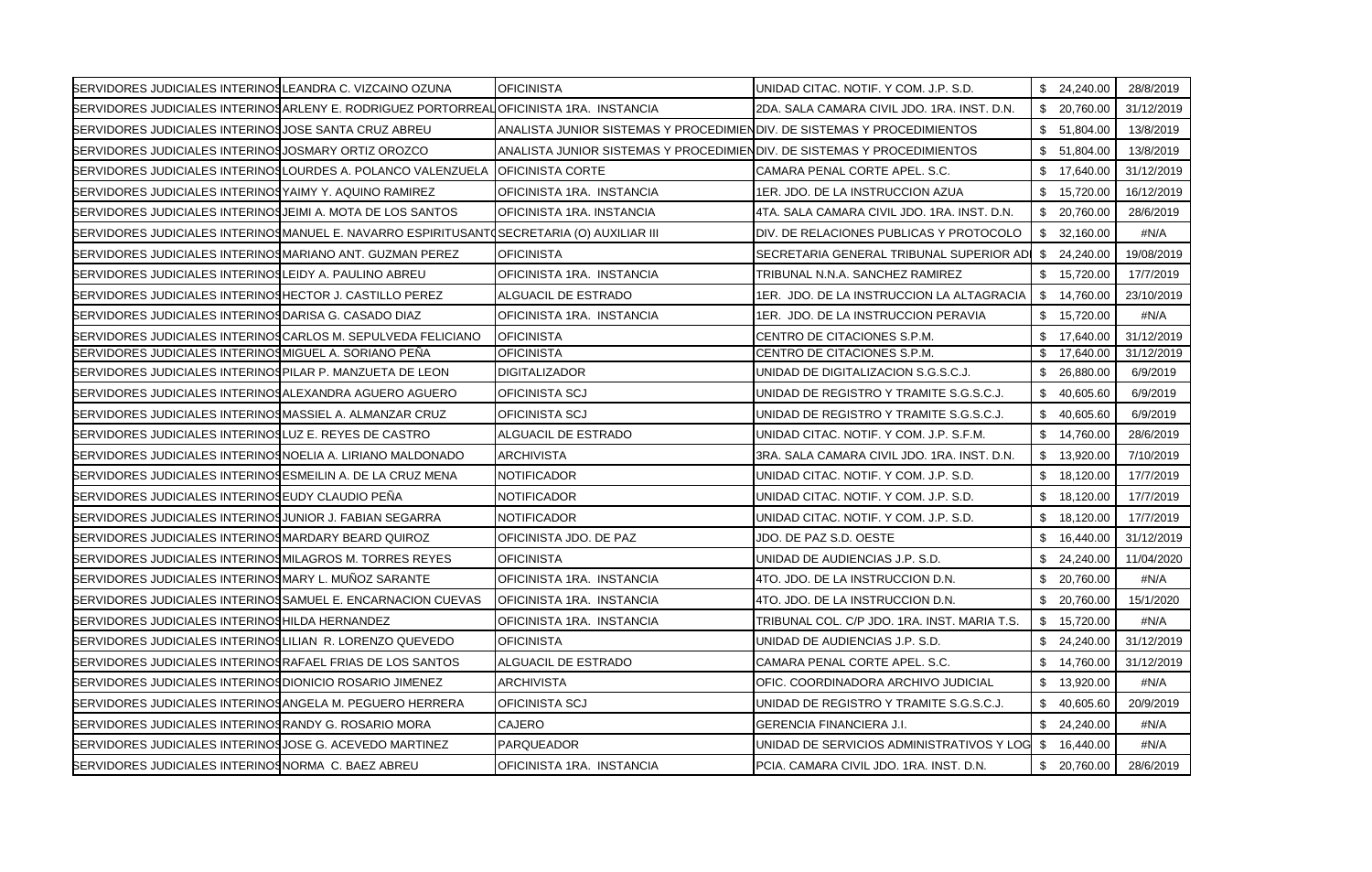| | | | | | |
|---|---|---|---|---|---|
| SERVIDORES JUDICIALES INTERINOS | LEANDRA C. VIZCAINO OZUNA | OFICINISTA | UNIDAD CITAC. NOTIF. Y COM. J.P. S.D. | $ 24,240.00 | 28/8/2019 |
| SERVIDORES JUDICIALES INTERINOS | ARLENY E. RODRIGUEZ PORTORREAL | OFICINISTA 1RA. INSTANCIA | 2DA. SALA CAMARA CIVIL JDO. 1RA. INST. D.N. | $ 20,760.00 | 31/12/2019 |
| SERVIDORES JUDICIALES INTERINOS | JOSE SANTA CRUZ ABREU | ANALISTA JUNIOR SISTEMAS Y PROCEDIMIEN | DIV. DE SISTEMAS Y PROCEDIMIENTOS | $ 51,804.00 | 13/8/2019 |
| SERVIDORES JUDICIALES INTERINOS | JOSMARY ORTIZ OROZCO | ANALISTA JUNIOR SISTEMAS Y PROCEDIMIEN | DIV. DE SISTEMAS Y PROCEDIMIENTOS | $ 51,804.00 | 13/8/2019 |
| SERVIDORES JUDICIALES INTERINOS | LOURDES A. POLANCO VALENZUELA | OFICINISTA CORTE | CAMARA PENAL CORTE APEL. S.C. | $ 17,640.00 | 31/12/2019 |
| SERVIDORES JUDICIALES INTERINOS | YAIMY Y. AQUINO RAMIREZ | OFICINISTA 1RA. INSTANCIA | 1ER. JDO. DE LA INSTRUCCION AZUA | $ 15,720.00 | 16/12/2019 |
| SERVIDORES JUDICIALES INTERINOS | JEIMI A. MOTA DE LOS SANTOS | OFICINISTA 1RA. INSTANCIA | 4TA. SALA CAMARA CIVIL JDO. 1RA. INST. D.N. | $ 20,760.00 | 28/6/2019 |
| SERVIDORES JUDICIALES INTERINOS | MANUEL E. NAVARRO ESPIRITUSANTO | SECRETARIA (O) AUXILIAR III | DIV. DE RELACIONES PUBLICAS Y PROTOCOLO | $ 32,160.00 | #N/A |
| SERVIDORES JUDICIALES INTERINOS | MARIANO ANT. GUZMAN PEREZ | OFICINISTA | SECRETARIA GENERAL TRIBUNAL SUPERIOR ADI | $ 24,240.00 | 19/08/2019 |
| SERVIDORES JUDICIALES INTERINOS | LEIDY A. PAULINO ABREU | OFICINISTA 1RA. INSTANCIA | TRIBUNAL N.N.A. SANCHEZ RAMIREZ | $ 15,720.00 | 17/7/2019 |
| SERVIDORES JUDICIALES INTERINOS | HECTOR J. CASTILLO PEREZ | ALGUACIL DE ESTRADO | 1ER. JDO. DE LA INSTRUCCION LA ALTAGRACIA | $ 14,760.00 | 23/10/2019 |
| SERVIDORES JUDICIALES INTERINOS | DARISA G. CASADO DIAZ | OFICINISTA 1RA. INSTANCIA | 1ER. JDO. DE LA INSTRUCCION PERAVIA | $ 15,720.00 | #N/A |
| SERVIDORES JUDICIALES INTERINOS | CARLOS M. SEPULVEDA FELICIANO | OFICINISTA | CENTRO DE CITACIONES S.P.M. | $ 17,640.00 | 31/12/2019 |
| SERVIDORES JUDICIALES INTERINOS | MIGUEL A. SORIANO PEÑA | OFICINISTA | CENTRO DE CITACIONES S.P.M. | $ 17,640.00 | 31/12/2019 |
| SERVIDORES JUDICIALES INTERINOS | PILAR P. MANZUETA DE LEON | DIGITALIZADOR | UNIDAD DE DIGITALIZACION S.G.S.C.J. | $ 26,880.00 | 6/9/2019 |
| SERVIDORES JUDICIALES INTERINOS | ALEXANDRA AGUERO AGUERO | OFICINISTA SCJ | UNIDAD DE REGISTRO Y TRAMITE S.G.S.C.J. | $ 40,605.60 | 6/9/2019 |
| SERVIDORES JUDICIALES INTERINOS | MASSIEL A. ALMANZAR CRUZ | OFICINISTA SCJ | UNIDAD DE REGISTRO Y TRAMITE S.G.S.C.J. | $ 40,605.60 | 6/9/2019 |
| SERVIDORES JUDICIALES INTERINOS | LUZ E. REYES DE CASTRO | ALGUACIL DE ESTRADO | UNIDAD CITAC. NOTIF. Y COM. J.P. S.F.M. | $ 14,760.00 | 28/6/2019 |
| SERVIDORES JUDICIALES INTERINOS | NOELIA A. LIRIANO MALDONADO | ARCHIVISTA | 3RA. SALA CAMARA CIVIL JDO. 1RA. INST. D.N. | $ 13,920.00 | 7/10/2019 |
| SERVIDORES JUDICIALES INTERINOS | ESMEILIN A. DE LA CRUZ MENA | NOTIFICADOR | UNIDAD CITAC. NOTIF. Y COM. J.P. S.D. | $ 18,120.00 | 17/7/2019 |
| SERVIDORES JUDICIALES INTERINOS | EUDY CLAUDIO PEÑA | NOTIFICADOR | UNIDAD CITAC. NOTIF. Y COM. J.P. S.D. | $ 18,120.00 | 17/7/2019 |
| SERVIDORES JUDICIALES INTERINOS | JUNIOR J. FABIAN SEGARRA | NOTIFICADOR | UNIDAD CITAC. NOTIF. Y COM. J.P. S.D. | $ 18,120.00 | 17/7/2019 |
| SERVIDORES JUDICIALES INTERINOS | MARDARY BEARD QUIROZ | OFICINISTA JDO. DE PAZ | JDO. DE PAZ S.D. OESTE | $ 16,440.00 | 31/12/2019 |
| SERVIDORES JUDICIALES INTERINOS | MILAGROS M. TORRES REYES | OFICINISTA | UNIDAD DE AUDIENCIAS J.P. S.D. | $ 24,240.00 | 11/04/2020 |
| SERVIDORES JUDICIALES INTERINOS | MARY L. MUÑOZ SARANTE | OFICINISTA 1RA. INSTANCIA | 4TO. JDO. DE LA INSTRUCCION D.N. | $ 20,760.00 | #N/A |
| SERVIDORES JUDICIALES INTERINOS | SAMUEL E. ENCARNACION CUEVAS | OFICINISTA 1RA. INSTANCIA | 4TO. JDO. DE LA INSTRUCCION D.N. | $ 20,760.00 | 15/1/2020 |
| SERVIDORES JUDICIALES INTERINOS | HILDA HERNANDEZ | OFICINISTA 1RA. INSTANCIA | TRIBUNAL COL. C/P JDO. 1RA. INST. MARIA T.S. | $ 15,720.00 | #N/A |
| SERVIDORES JUDICIALES INTERINOS | LILIAN R. LORENZO QUEVEDO | OFICINISTA | UNIDAD DE AUDIENCIAS J.P. S.D. | $ 24,240.00 | 31/12/2019 |
| SERVIDORES JUDICIALES INTERINOS | RAFAEL FRIAS DE LOS SANTOS | ALGUACIL DE ESTRADO | CAMARA PENAL CORTE APEL. S.C. | $ 14,760.00 | 31/12/2019 |
| SERVIDORES JUDICIALES INTERINOS | DIONICIO ROSARIO JIMENEZ | ARCHIVISTA | OFIC. COORDINADORA ARCHIVO JUDICIAL | $ 13,920.00 | #N/A |
| SERVIDORES JUDICIALES INTERINOS | ANGELA M. PEGUERO HERRERA | OFICINISTA SCJ | UNIDAD DE REGISTRO Y TRAMITE S.G.S.C.J. | $ 40,605.60 | 20/9/2019 |
| SERVIDORES JUDICIALES INTERINOS | RANDY G. ROSARIO MORA | CAJERO | GERENCIA FINANCIERA J.I. | $ 24,240.00 | #N/A |
| SERVIDORES JUDICIALES INTERINOS | JOSE G. ACEVEDO MARTINEZ | PARQUEADOR | UNIDAD DE SERVICIOS ADMINISTRATIVOS Y LOG | $ 16,440.00 | #N/A |
| SERVIDORES JUDICIALES INTERINOS | NORMA C. BAEZ ABREU | OFICINISTA 1RA. INSTANCIA | PCIA. CAMARA CIVIL JDO. 1RA. INST. D.N. | $ 20,760.00 | 28/6/2019 |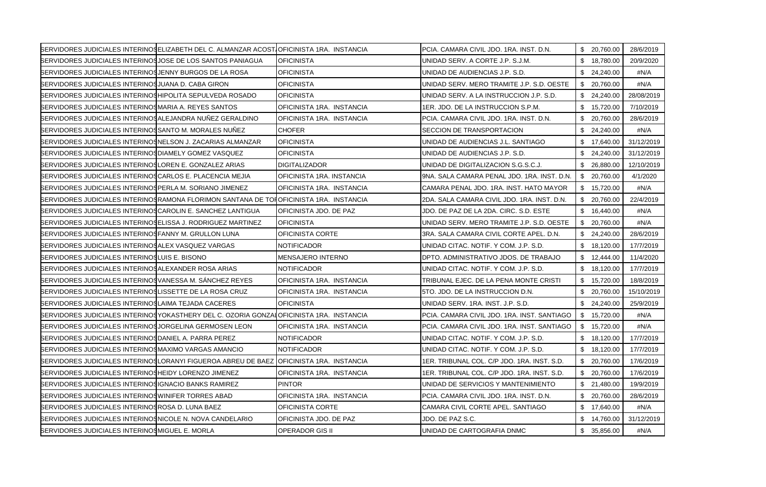| | | | | | |
|---|---|---|---|---|---|
| SERVIDORES JUDICIALES INTERINOS | ELIZABETH DEL C. ALMANZAR ACOSTA | OFICINISTA 1RA. INSTANCIA | PCIA. CAMARA CIVIL JDO. 1RA. INST. D.N. | $ 20,760.00 | 28/6/2019 |
| SERVIDORES JUDICIALES INTERINOS | JOSE DE LOS SANTOS PANIAGUA | OFICINISTA | UNIDAD SERV. A CORTE J.P. S.J.M. | $ 18,780.00 | 20/9/2020 |
| SERVIDORES JUDICIALES INTERINOS | JENNY BURGOS DE LA ROSA | OFICINISTA | UNIDAD DE AUDIENCIAS J.P. S.D. | $ 24,240.00 | #N/A |
| SERVIDORES JUDICIALES INTERINOS | JUANA D. CABA GIRON | OFICINISTA | UNIDAD SERV. MERO TRAMITE J.P. S.D. OESTE | $ 20,760.00 | #N/A |
| SERVIDORES JUDICIALES INTERINOS | HIPOLITA SEPULVEDA ROSADO | OFICINISTA | UNIDAD SERV. A LA INSTRUCCION J.P. S.D. | $ 24,240.00 | 28/08/2019 |
| SERVIDORES JUDICIALES INTERINOS | MARIA A. REYES SANTOS | OFICINISTA 1RA. INSTANCIA | 1ER. JDO. DE LA INSTRUCCION S.P.M. | $ 15,720.00 | 7/10/2019 |
| SERVIDORES JUDICIALES INTERINOS | ALEJANDRA NUÑEZ GERALDINO | OFICINISTA 1RA. INSTANCIA | PCIA. CAMARA CIVIL JDO. 1RA. INST. D.N. | $ 20,760.00 | 28/6/2019 |
| SERVIDORES JUDICIALES INTERINOS | SANTO M. MORALES NUÑEZ | CHOFER | SECCION DE TRANSPORTACION | $ 24,240.00 | #N/A |
| SERVIDORES JUDICIALES INTERINOS | NELSON J. ZACARIAS ALMANZAR | OFICINISTA | UNIDAD DE AUDIENCIAS J.L. SANTIAGO | $ 17,640.00 | 31/12/2019 |
| SERVIDORES JUDICIALES INTERINOS | DIAMELY GOMEZ VASQUEZ | OFICINISTA | UNIDAD DE AUDIENCIAS J.P. S.D. | $ 24,240.00 | 31/12/2019 |
| SERVIDORES JUDICIALES INTERINOS | LOREN E. GONZALEZ ARIAS | DIGITALIZADOR | UNIDAD DE DIGITALIZACION S.G.S.C.J. | $ 26,880.00 | 12/10/2019 |
| SERVIDORES JUDICIALES INTERINOS | CARLOS E. PLACENCIA MEJIA | OFICINISTA 1RA. INSTANCIA | 9NA. SALA CAMARA PENAL JDO. 1RA. INST. D.N. | $ 20,760.00 | 4/1/2020 |
| SERVIDORES JUDICIALES INTERINOS | PERLA M. SORIANO JIMENEZ | OFICINISTA 1RA. INSTANCIA | CAMARA PENAL JDO. 1RA. INST. HATO MAYOR | $ 15,720.00 | #N/A |
| SERVIDORES JUDICIALES INTERINOS | RAMONA FLORIMON SANTANA DE TOR | OFICINISTA 1RA. INSTANCIA | 2DA. SALA CAMARA CIVIL JDO. 1RA. INST. D.N. | $ 20,760.00 | 22/4/2019 |
| SERVIDORES JUDICIALES INTERINOS | CAROLIN E. SANCHEZ LANTIGUA | OFICINISTA JDO. DE PAZ | JDO. DE PAZ DE LA 2DA. CIRC. S.D. ESTE | $ 16,440.00 | #N/A |
| SERVIDORES JUDICIALES INTERINOS | ELISSA J. RODRIGUEZ MARTINEZ | OFICINISTA | UNIDAD SERV. MERO TRAMITE J.P. S.D. OESTE | $ 20,760.00 | #N/A |
| SERVIDORES JUDICIALES INTERINOS | FANNY M. GRULLON LUNA | OFICINISTA CORTE | 3RA. SALA CAMARA CIVIL CORTE APEL. D.N. | $ 24,240.00 | 28/6/2019 |
| SERVIDORES JUDICIALES INTERINOS | ALEX VASQUEZ VARGAS | NOTIFICADOR | UNIDAD CITAC. NOTIF. Y COM. J.P. S.D. | $ 18,120.00 | 17/7/2019 |
| SERVIDORES JUDICIALES INTERINOS | LUIS E. BISONO | MENSAJERO INTERNO | DPTO. ADMINISTRATIVO JDOS. DE TRABAJO | $ 12,444.00 | 11/4/2020 |
| SERVIDORES JUDICIALES INTERINOS | ALEXANDER ROSA ARIAS | NOTIFICADOR | UNIDAD CITAC. NOTIF. Y COM. J.P. S.D. | $ 18,120.00 | 17/7/2019 |
| SERVIDORES JUDICIALES INTERINOS | VANESSA M. SÁNCHEZ REYES | OFICINISTA 1RA. INSTANCIA | TRIBUNAL EJEC. DE LA PENA MONTE CRISTI | $ 15,720.00 | 18/8/2019 |
| SERVIDORES JUDICIALES INTERINOS | LISSETTE DE LA ROSA CRUZ | OFICINISTA 1RA. INSTANCIA | 5TO. JDO. DE LA INSTRUCCION D.N. | $ 20,760.00 | 15/10/2019 |
| SERVIDORES JUDICIALES INTERINOS | LAIMA TEJADA CACERES | OFICINISTA | UNIDAD SERV. 1RA. INST. J.P. S.D. | $ 24,240.00 | 25/9/2019 |
| SERVIDORES JUDICIALES INTERINOS | YOKASTHERY DEL C. OZORIA GONZAL | OFICINISTA 1RA. INSTANCIA | PCIA. CAMARA CIVIL JDO. 1RA. INST. SANTIAGO | $ 15,720.00 | #N/A |
| SERVIDORES JUDICIALES INTERINOS | JORGELINA GERMOSEN LEON | OFICINISTA 1RA. INSTANCIA | PCIA. CAMARA CIVIL JDO. 1RA. INST. SANTIAGO | $ 15,720.00 | #N/A |
| SERVIDORES JUDICIALES INTERINOS | DANIEL A. PARRA PEREZ | NOTIFICADOR | UNIDAD CITAC. NOTIF. Y COM. J.P. S.D. | $ 18,120.00 | 17/7/2019 |
| SERVIDORES JUDICIALES INTERINOS | MAXIMO VARGAS AMANCIO | NOTIFICADOR | UNIDAD CITAC. NOTIF. Y COM. J.P. S.D. | $ 18,120.00 | 17/7/2019 |
| SERVIDORES JUDICIALES INTERINOS | LORANYI FIGUEROA ABREU DE BAEZ | OFICINISTA 1RA. INSTANCIA | 1ER. TRIBUNAL COL. C/P JDO. 1RA. INST. S.D. | $ 20,760.00 | 17/6/2019 |
| SERVIDORES JUDICIALES INTERINOS | HEIDY LORENZO JIMENEZ | OFICINISTA 1RA. INSTANCIA | 1ER. TRIBUNAL COL. C/P JDO. 1RA. INST. S.D. | $ 20,760.00 | 17/6/2019 |
| SERVIDORES JUDICIALES INTERINOS | IGNACIO BANKS RAMIREZ | PINTOR | UNIDAD DE SERVICIOS Y MANTENIMIENTO | $ 21,480.00 | 19/9/2019 |
| SERVIDORES JUDICIALES INTERINOS | WINIFER TORRES ABAD | OFICINISTA 1RA. INSTANCIA | PCIA. CAMARA CIVIL JDO. 1RA. INST. D.N. | $ 20,760.00 | 28/6/2019 |
| SERVIDORES JUDICIALES INTERINOS | ROSA D. LUNA BAEZ | OFICINISTA CORTE | CAMARA CIVIL CORTE APEL. SANTIAGO | $ 17,640.00 | #N/A |
| SERVIDORES JUDICIALES INTERINOS | NICOLE N. NOVA CANDELARIO | OFICINISTA JDO. DE PAZ | JDO. DE PAZ S.C. | $ 14,760.00 | 31/12/2019 |
| SERVIDORES JUDICIALES INTERINOS | MIGUEL E. MORLA | OPERADOR GIS II | UNIDAD DE CARTOGRAFIA DNMC | $ 35,856.00 | #N/A |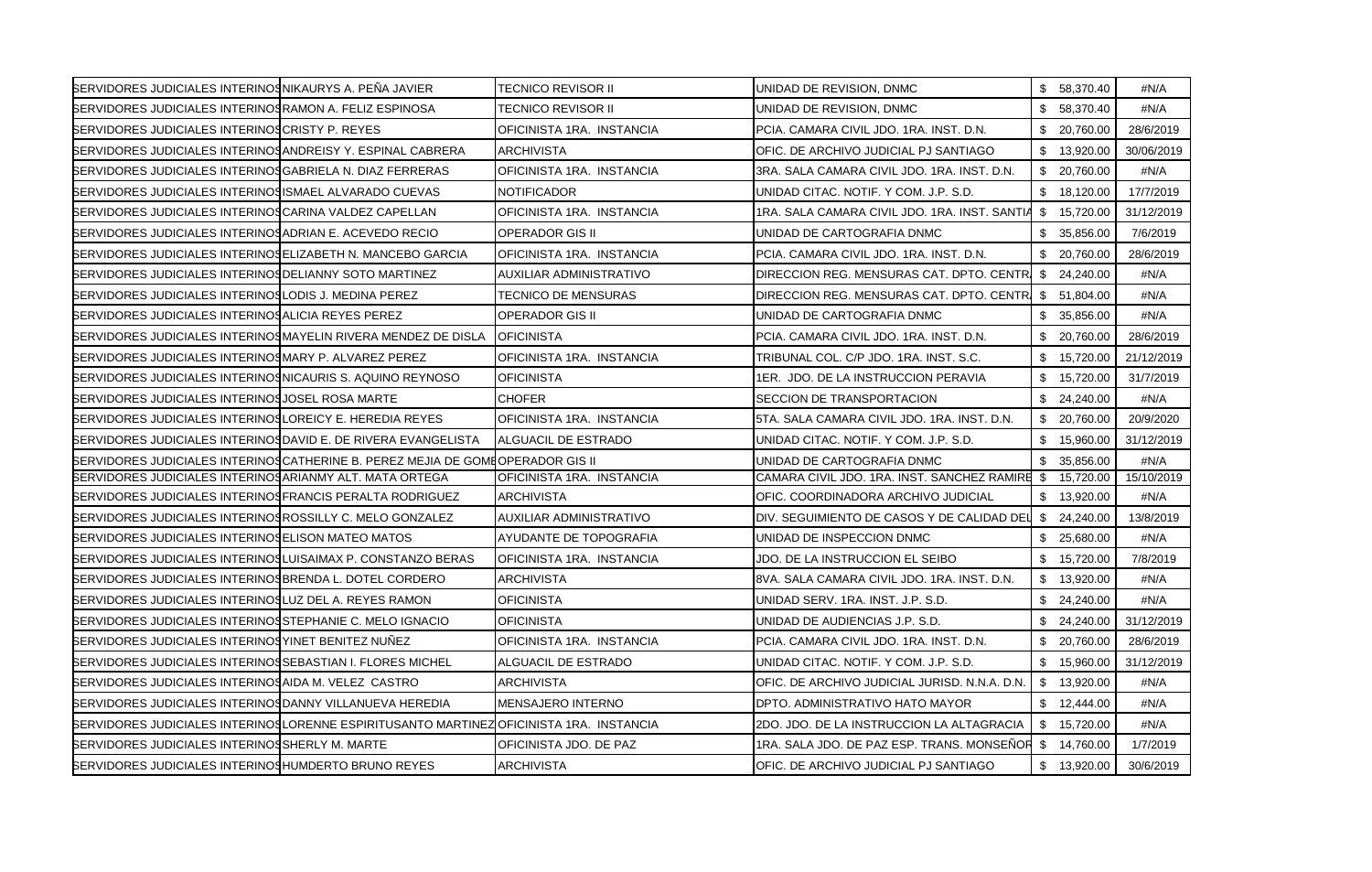| | | | | | |
|---|---|---|---|---|---|
| SERVIDORES JUDICIALES INTERINOS | NIKAURYS A. PEÑA JAVIER | TECNICO REVISOR II | UNIDAD DE REVISION, DNMC | $ 58,370.40 | #N/A |
| SERVIDORES JUDICIALES INTERINOS | RAMON A. FELIZ ESPINOSA | TECNICO REVISOR II | UNIDAD DE REVISION, DNMC | $ 58,370.40 | #N/A |
| SERVIDORES JUDICIALES INTERINOS | CRISTY P. REYES | OFICINISTA 1RA. INSTANCIA | PCIA. CAMARA CIVIL JDO. 1RA. INST. D.N. | $ 20,760.00 | 28/6/2019 |
| SERVIDORES JUDICIALES INTERINOS | ANDREISY Y. ESPINAL CABRERA | ARCHIVISTA | OFIC. DE ARCHIVO JUDICIAL PJ SANTIAGO | $ 13,920.00 | 30/06/2019 |
| SERVIDORES JUDICIALES INTERINOS | GABRIELA N. DIAZ FERRERAS | OFICINISTA 1RA. INSTANCIA | 3RA. SALA CAMARA CIVIL JDO. 1RA. INST. D.N. | $ 20,760.00 | #N/A |
| SERVIDORES JUDICIALES INTERINOS | ISMAEL ALVARADO CUEVAS | NOTIFICADOR | UNIDAD CITAC. NOTIF. Y COM. J.P. S.D. | $ 18,120.00 | 17/7/2019 |
| SERVIDORES JUDICIALES INTERINOS | CARINA VALDEZ CAPELLAN | OFICINISTA 1RA. INSTANCIA | 1RA. SALA CAMARA CIVIL JDO. 1RA. INST. SANTIA | $ 15,720.00 | 31/12/2019 |
| SERVIDORES JUDICIALES INTERINOS | ADRIAN E. ACEVEDO RECIO | OPERADOR GIS II | UNIDAD DE CARTOGRAFIA DNMC | $ 35,856.00 | 7/6/2019 |
| SERVIDORES JUDICIALES INTERINOS | ELIZABETH N. MANCEBO GARCIA | OFICINISTA 1RA. INSTANCIA | PCIA. CAMARA CIVIL JDO. 1RA. INST. D.N. | $ 20,760.00 | 28/6/2019 |
| SERVIDORES JUDICIALES INTERINOS | DELIANNY SOTO MARTINEZ | AUXILIAR ADMINISTRATIVO | DIRECCION REG. MENSURAS CAT. DPTO. CENTR | $ 24,240.00 | #N/A |
| SERVIDORES JUDICIALES INTERINOS | LODIS J. MEDINA PEREZ | TECNICO DE MENSURAS | DIRECCION REG. MENSURAS CAT. DPTO. CENTR | $ 51,804.00 | #N/A |
| SERVIDORES JUDICIALES INTERINOS | ALICIA REYES PEREZ | OPERADOR GIS II | UNIDAD DE CARTOGRAFIA DNMC | $ 35,856.00 | #N/A |
| SERVIDORES JUDICIALES INTERINOS | MAYELIN RIVERA MENDEZ DE DISLA | OFICINISTA | PCIA. CAMARA CIVIL JDO. 1RA. INST. D.N. | $ 20,760.00 | 28/6/2019 |
| SERVIDORES JUDICIALES INTERINOS | MARY P. ALVAREZ PEREZ | OFICINISTA 1RA. INSTANCIA | TRIBUNAL COL. C/P JDO. 1RA. INST. S.C. | $ 15,720.00 | 21/12/2019 |
| SERVIDORES JUDICIALES INTERINOS | NICAURIS S. AQUINO REYNOSO | OFICINISTA | 1ER. JDO. DE LA INSTRUCCION PERAVIA | $ 15,720.00 | 31/7/2019 |
| SERVIDORES JUDICIALES INTERINOS | JOSEL ROSA MARTE | CHOFER | SECCION DE TRANSPORTACION | $ 24,240.00 | #N/A |
| SERVIDORES JUDICIALES INTERINOS | LOREICY E. HEREDIA REYES | OFICINISTA 1RA. INSTANCIA | 5TA. SALA CAMARA CIVIL JDO. 1RA. INST. D.N. | $ 20,760.00 | 20/9/2020 |
| SERVIDORES JUDICIALES INTERINOS | DAVID E. DE RIVERA EVANGELISTA | ALGUACIL DE ESTRADO | UNIDAD CITAC. NOTIF. Y COM. J.P. S.D. | $ 15,960.00 | 31/12/2019 |
| SERVIDORES JUDICIALES INTERINOS | CATHERINE B. PEREZ MEJIA DE GOME | OPERADOR GIS II | UNIDAD DE CARTOGRAFIA DNMC | $ 35,856.00 | #N/A |
| SERVIDORES JUDICIALES INTERINOS | ARIANMY ALT. MATA ORTEGA | OFICINISTA 1RA. INSTANCIA | CAMARA CIVIL JDO. 1RA. INST. SANCHEZ RAMIRE | $ 15,720.00 | 15/10/2019 |
| SERVIDORES JUDICIALES INTERINOS | FRANCIS PERALTA RODRIGUEZ | ARCHIVISTA | OFIC. COORDINADORA ARCHIVO JUDICIAL | $ 13,920.00 | #N/A |
| SERVIDORES JUDICIALES INTERINOS | ROSSILLY C. MELO GONZALEZ | AUXILIAR ADMINISTRATIVO | DIV. SEGUIMIENTO DE CASOS Y DE CALIDAD DEL | $ 24,240.00 | 13/8/2019 |
| SERVIDORES JUDICIALES INTERINOS | ELISON MATEO MATOS | AYUDANTE DE TOPOGRAFIA | UNIDAD DE INSPECCION DNMC | $ 25,680.00 | #N/A |
| SERVIDORES JUDICIALES INTERINOS | LUISAIMAX P. CONSTANZO BERAS | OFICINISTA 1RA. INSTANCIA | JDO. DE LA INSTRUCCION EL SEIBO | $ 15,720.00 | 7/8/2019 |
| SERVIDORES JUDICIALES INTERINOS | BRENDA L. DOTEL CORDERO | ARCHIVISTA | 8VA. SALA CAMARA CIVIL JDO. 1RA. INST. D.N. | $ 13,920.00 | #N/A |
| SERVIDORES JUDICIALES INTERINOS | LUZ DEL A. REYES RAMON | OFICINISTA | UNIDAD SERV. 1RA. INST. J.P. S.D. | $ 24,240.00 | #N/A |
| SERVIDORES JUDICIALES INTERINOS | STEPHANIE C. MELO IGNACIO | OFICINISTA | UNIDAD DE AUDIENCIAS J.P. S.D. | $ 24,240.00 | 31/12/2019 |
| SERVIDORES JUDICIALES INTERINOS | YINET BENITEZ NUÑEZ | OFICINISTA 1RA. INSTANCIA | PCIA. CAMARA CIVIL JDO. 1RA. INST. D.N. | $ 20,760.00 | 28/6/2019 |
| SERVIDORES JUDICIALES INTERINOS | SEBASTIAN I. FLORES MICHEL | ALGUACIL DE ESTRADO | UNIDAD CITAC. NOTIF. Y COM. J.P. S.D. | $ 15,960.00 | 31/12/2019 |
| SERVIDORES JUDICIALES INTERINOS | AIDA M. VELEZ CASTRO | ARCHIVISTA | OFIC. DE ARCHIVO JUDICIAL JURISD. N.N.A. D.N. | $ 13,920.00 | #N/A |
| SERVIDORES JUDICIALES INTERINOS | DANNY VILLANUEVA HEREDIA | MENSAJERO INTERNO | DPTO. ADMINISTRATIVO HATO MAYOR | $ 12,444.00 | #N/A |
| SERVIDORES JUDICIALES INTERINOS | LORENNE ESPIRITUSANTO MARTINEZ | OFICINISTA 1RA. INSTANCIA | 2DO. JDO. DE LA INSTRUCCION LA ALTAGRACIA | $ 15,720.00 | #N/A |
| SERVIDORES JUDICIALES INTERINOS | SHERLY M. MARTE | OFICINISTA JDO. DE PAZ | 1RA. SALA JDO. DE PAZ ESP. TRANS. MONSEÑOR | $ 14,760.00 | 1/7/2019 |
| SERVIDORES JUDICIALES INTERINOS | HUMDERTO BRUNO REYES | ARCHIVISTA | OFIC. DE ARCHIVO JUDICIAL PJ SANTIAGO | $ 13,920.00 | 30/6/2019 |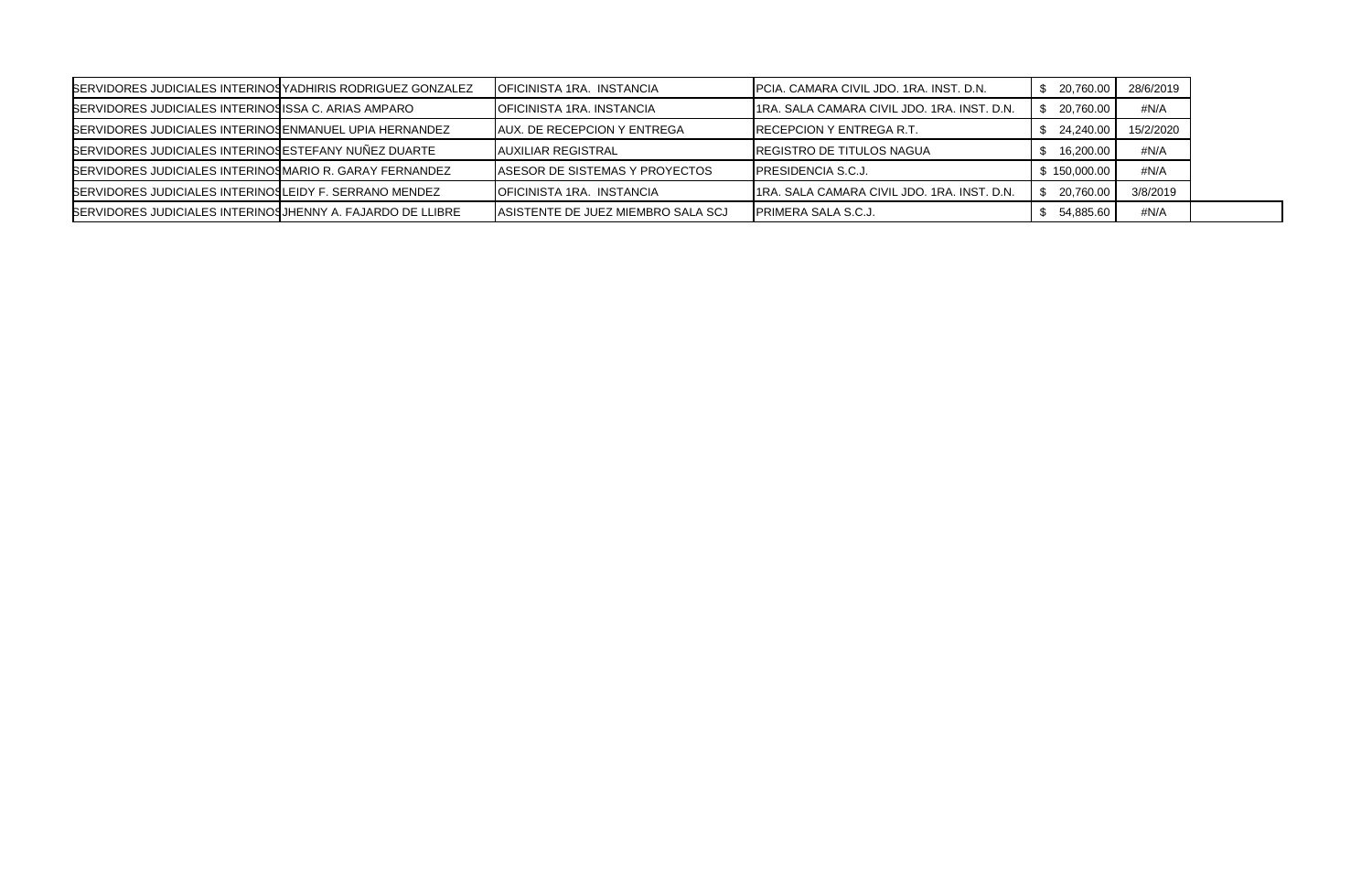| | | | | | | |
|---|---|---|---|---|---|---|
| SERVIDORES JUDICIALES INTERINOS | YADHIRIS RODRIGUEZ GONZALEZ | OFICINISTA 1RA. INSTANCIA | PCIA. CAMARA CIVIL JDO. 1RA. INST. D.N. | $ 20,760.00 | 28/6/2019 | |
| SERVIDORES JUDICIALES INTERINOS | ISSA C. ARIAS AMPARO | OFICINISTA 1RA. INSTANCIA | 1RA. SALA CAMARA CIVIL JDO. 1RA. INST. D.N. | $ 20,760.00 | #N/A | |
| SERVIDORES JUDICIALES INTERINOS | ENMANUEL UPIA HERNANDEZ | AUX. DE RECEPCION Y ENTREGA | RECEPCION Y ENTREGA R.T. | $ 24,240.00 | 15/2/2020 | |
| SERVIDORES JUDICIALES INTERINOS | ESTEFANY NUÑEZ DUARTE | AUXILIAR REGISTRAL | REGISTRO DE TITULOS NAGUA | $ 16,200.00 | #N/A | |
| SERVIDORES JUDICIALES INTERINOS | MARIO R. GARAY FERNANDEZ | ASESOR DE SISTEMAS Y PROYECTOS | PRESIDENCIA S.C.J. | $ 150,000.00 | #N/A | |
| SERVIDORES JUDICIALES INTERINOS | LEIDY F. SERRANO MENDEZ | OFICINISTA 1RA. INSTANCIA | 1RA. SALA CAMARA CIVIL JDO. 1RA. INST. D.N. | $ 20,760.00 | 3/8/2019 | |
| SERVIDORES JUDICIALES INTERINOS | JHENNY A. FAJARDO DE LLIBRE | ASISTENTE DE JUEZ MIEMBRO SALA SCJ | PRIMERA SALA S.C.J. | $ 54,885.60 | #N/A | |